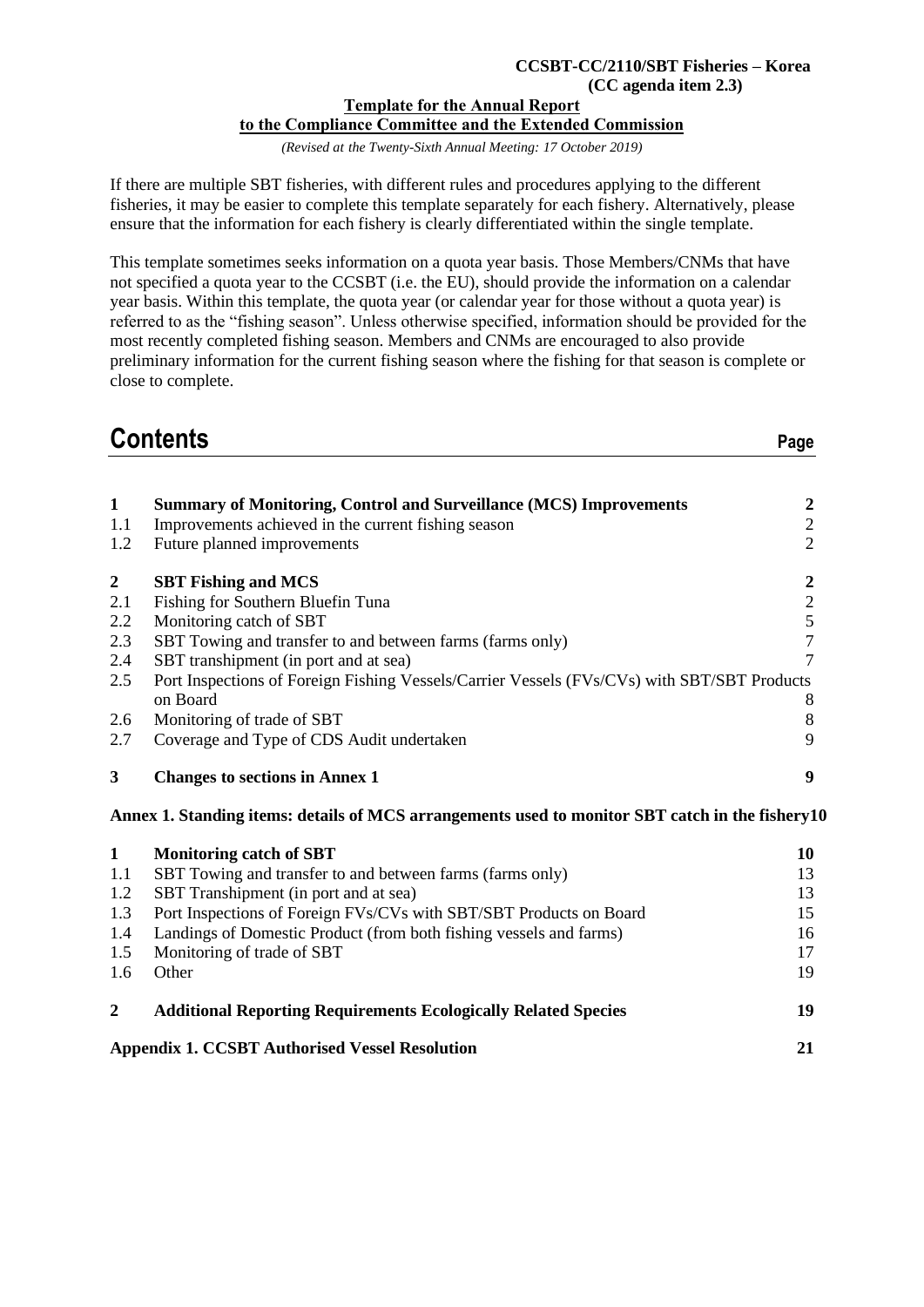**CCSBT-CC/2110/SBT Fisheries – Korea**
**(CC agenda item 2.3)**

**Template for the Annual Report**
**to the Compliance Committee and the Extended Commission**

*(Revised at the Twenty-Sixth Annual Meeting: 17 October 2019)*

If there are multiple SBT fisheries, with different rules and procedures applying to the different fisheries, it may be easier to complete this template separately for each fishery. Alternatively, please ensure that the information for each fishery is clearly differentiated within the single template.

This template sometimes seeks information on a quota year basis. Those Members/CNMs that have not specified a quota year to the CCSBT (i.e. the EU), should provide the information on a calendar year basis. Within this template, the quota year (or calendar year for those without a quota year) is referred to as the "fishing season". Unless otherwise specified, information should be provided for the most recently completed fishing season. Members and CNMs are encouraged to also provide preliminary information for the current fishing season where the fishing for that season is complete or close to complete.

# Contents

| | | Page |
|---|---|---|
| **1** | **Summary of Monitoring, Control and Surveillance (MCS) Improvements** | **2** |
| 1.1 | Improvements achieved in the current fishing season | 2 |
| 1.2 | Future planned improvements | 2 |
| **2** | **SBT Fishing and MCS** | **2** |
| 2.1 | Fishing for Southern Bluefin Tuna | 2 |
| 2.2 | Monitoring catch of SBT | 5 |
| 2.3 | SBT Towing and transfer to and between farms (farms only) | 7 |
| 2.4 | SBT transhipment (in port and at sea) | 7 |
| 2.5 | Port Inspections of Foreign Fishing Vessels/Carrier Vessels (FVs/CVs) with SBT/SBT Products on Board | 8 |
| 2.6 | Monitoring of trade of SBT | 8 |
| 2.7 | Coverage and Type of CDS Audit undertaken | 9 |
| **3** | **Changes to sections in Annex 1** | **9** |
| | **Annex 1. Standing items: details of MCS arrangements used to monitor SBT catch in the fishery** | **10** |
| **1** | **Monitoring catch of SBT** | **10** |
| 1.1 | SBT Towing and transfer to and between farms (farms only) | 13 |
| 1.2 | SBT Transhipment (in port and at sea) | 13 |
| 1.3 | Port Inspections of Foreign FVs/CVs with SBT/SBT Products on Board | 15 |
| 1.4 | Landings of Domestic Product (from both fishing vessels and farms) | 16 |
| 1.5 | Monitoring of trade of SBT | 17 |
| 1.6 | Other | 19 |
| **2** | **Additional Reporting Requirements Ecologically Related Species** | **19** |
| | **Appendix 1. CCSBT Authorised Vessel Resolution** | **21** |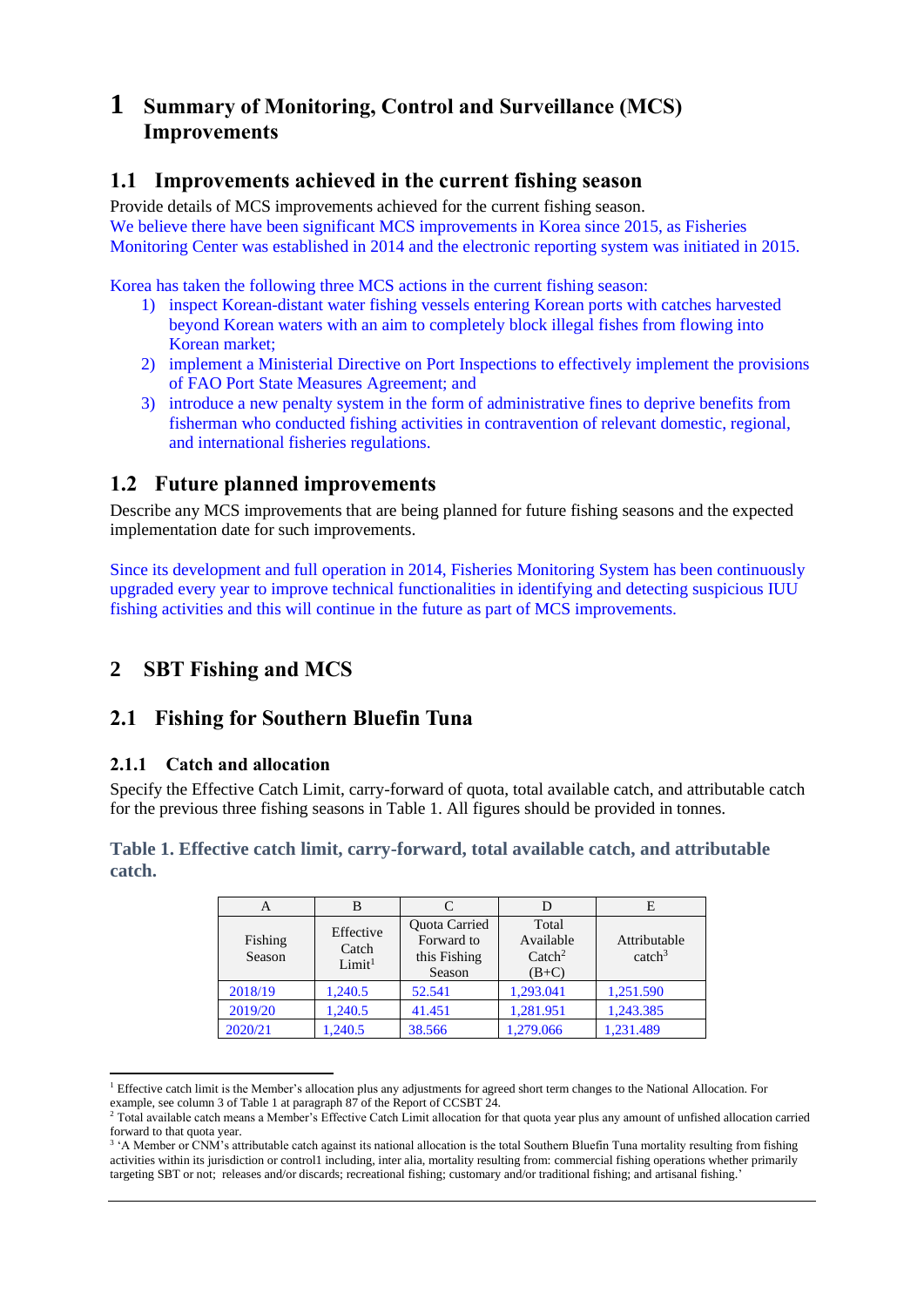# 1 Summary of Monitoring, Control and Surveillance (MCS) Improvements

## 1.1 Improvements achieved in the current fishing season

Provide details of MCS improvements achieved for the current fishing season.
We believe there have been significant MCS improvements in Korea since 2015, as Fisheries Monitoring Center was established in 2014 and the electronic reporting system was initiated in 2015.

Korea has taken the following three MCS actions in the current fishing season:

1) inspect Korean-distant water fishing vessels entering Korean ports with catches harvested beyond Korean waters with an aim to completely block illegal fishes from flowing into Korean market;
2) implement a Ministerial Directive on Port Inspections to effectively implement the provisions of FAO Port State Measures Agreement; and
3) introduce a new penalty system in the form of administrative fines to deprive benefits from fisherman who conducted fishing activities in contravention of relevant domestic, regional, and international fisheries regulations.

## 1.2 Future planned improvements

Describe any MCS improvements that are being planned for future fishing seasons and the expected implementation date for such improvements.

Since its development and full operation in 2014, Fisheries Monitoring System has been continuously upgraded every year to improve technical functionalities in identifying and detecting suspicious IUU fishing activities and this will continue in the future as part of MCS improvements.

# 2 SBT Fishing and MCS

## 2.1 Fishing for Southern Bluefin Tuna

### 2.1.1 Catch and allocation

Specify the Effective Catch Limit, carry-forward of quota, total available catch, and attributable catch for the previous three fishing seasons in Table 1. All figures should be provided in tonnes.

**Table 1. Effective catch limit, carry-forward, total available catch, and attributable catch.**

| A | B | C | D | E |
|---|---|---|---|---|
| Fishing Season | Effective Catch Limit[1] | Quota Carried Forward to this Fishing Season | Total Available Catch[2] (B+C) | Attributable catch[3] |
| 2018/19 | 1,240.5 | 52.541 | 1,293.041 | 1,251.590 |
| 2019/20 | 1,240.5 | 41.451 | 1,281.951 | 1,243.385 |
| 2020/21 | 1,240.5 | 38.566 | 1,279.066 | 1,231.489 |

[1] Effective catch limit is the Member's allocation plus any adjustments for agreed short term changes to the National Allocation. For example, see column 3 of Table 1 at paragraph 87 of the Report of CCSBT 24.

[2] Total available catch means a Member's Effective Catch Limit allocation for that quota year plus any amount of unfished allocation carried forward to that quota year.

[3] 'A Member or CNM's attributable catch against its national allocation is the total Southern Bluefin Tuna mortality resulting from fishing activities within its jurisdiction or control1 including, inter alia, mortality resulting from: commercial fishing operations whether primarily targeting SBT or not; releases and/or discards; recreational fishing; customary and/or traditional fishing; and artisanal fishing.'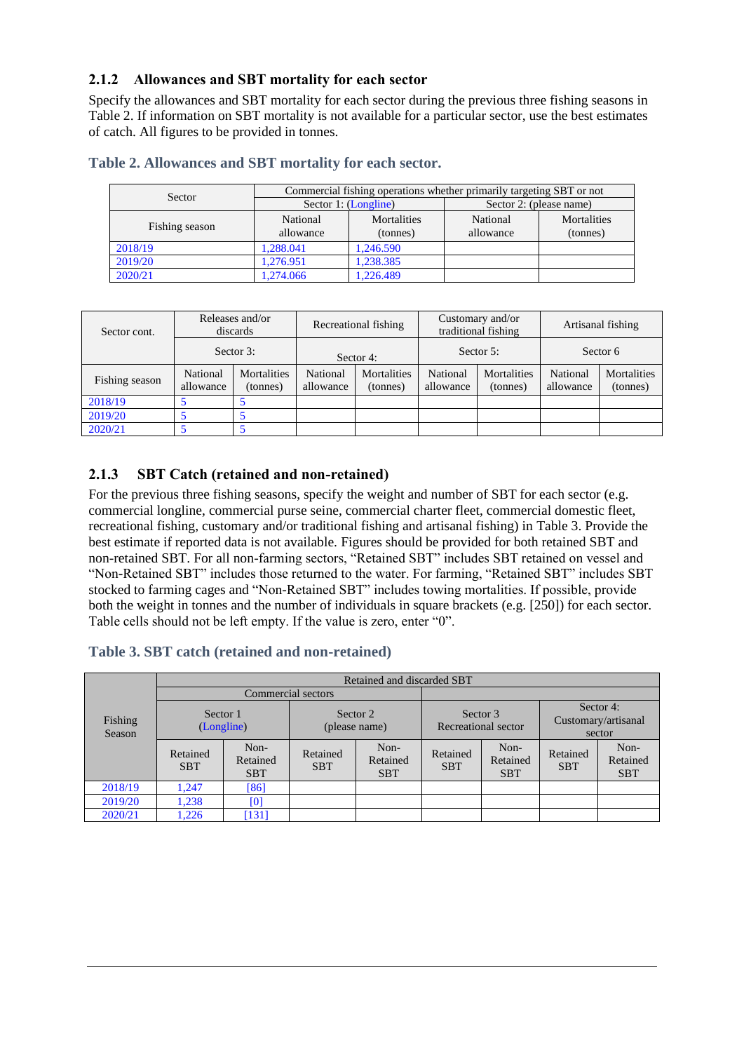### 2.1.2 Allowances and SBT mortality for each sector

Specify the allowances and SBT mortality for each sector during the previous three fishing seasons in Table 2. If information on SBT mortality is not available for a particular sector, use the best estimates of catch. All figures to be provided in tonnes.

**Table 2. Allowances and SBT mortality for each sector.**

| Sector | Commercial fishing operations whether primarily targeting SBT or not | | | |
|---|---|---|---|---|
| | Sector 1: (Longline) | | Sector 2: (please name) | |
| Fishing season | National allowance | Mortalities (tonnes) | National allowance | Mortalities (tonnes) |
| 2018/19 | 1,288.041 | 1,246.590 | | |
| 2019/20 | 1,276.951 | 1,238.385 | | |
| 2020/21 | 1,274.066 | 1,226.489 | | |

| Sector cont. | Releases and/or discards | | Recreational fishing | | Customary and/or traditional fishing | | Artisanal fishing | |
|---|---|---|---|---|---|---|---|---|
| | Sector 3: | | Sector 4: | | Sector 5: | | Sector 6 | |
| Fishing season | National allowance | Mortalities (tonnes) | National allowance | Mortalities (tonnes) | National allowance | Mortalities (tonnes) | National allowance | Mortalities (tonnes) |
| 2018/19 | 5 | 5 | | | | | | |
| 2019/20 | 5 | 5 | | | | | | |
| 2020/21 | 5 | 5 | | | | | | |

### 2.1.3 SBT Catch (retained and non-retained)

For the previous three fishing seasons, specify the weight and number of SBT for each sector (e.g. commercial longline, commercial purse seine, commercial charter fleet, commercial domestic fleet, recreational fishing, customary and/or traditional fishing and artisanal fishing) in Table 3. Provide the best estimate if reported data is not available. Figures should be provided for both retained SBT and non-retained SBT. For all non-farming sectors, "Retained SBT" includes SBT retained on vessel and "Non-Retained SBT" includes those returned to the water. For farming, "Retained SBT" includes SBT stocked to farming cages and "Non-Retained SBT" includes towing mortalities. If possible, provide both the weight in tonnes and the number of individuals in square brackets (e.g. [250]) for each sector. Table cells should not be left empty. If the value is zero, enter "0".

**Table 3. SBT catch (retained and non-retained)**

| Fishing Season | Retained and discarded SBT | | | | | | | |
|---|---|---|---|---|---|---|---|---|
| | Commercial sectors | | | | | | | |
| | Sector 1 (Longline) | | Sector 2 (please name) | | Sector 3 Recreational sector | | Sector 4: Customary/artisanal sector | |
| | Retained SBT | Non-Retained SBT | Retained SBT | Non-Retained SBT | Retained SBT | Non-Retained SBT | Retained SBT | Non-Retained SBT |
| 2018/19 | 1,247 | [86] | | | | | | |
| 2019/20 | 1,238 | [0] | | | | | | |
| 2020/21 | 1,226 | [131] | | | | | | |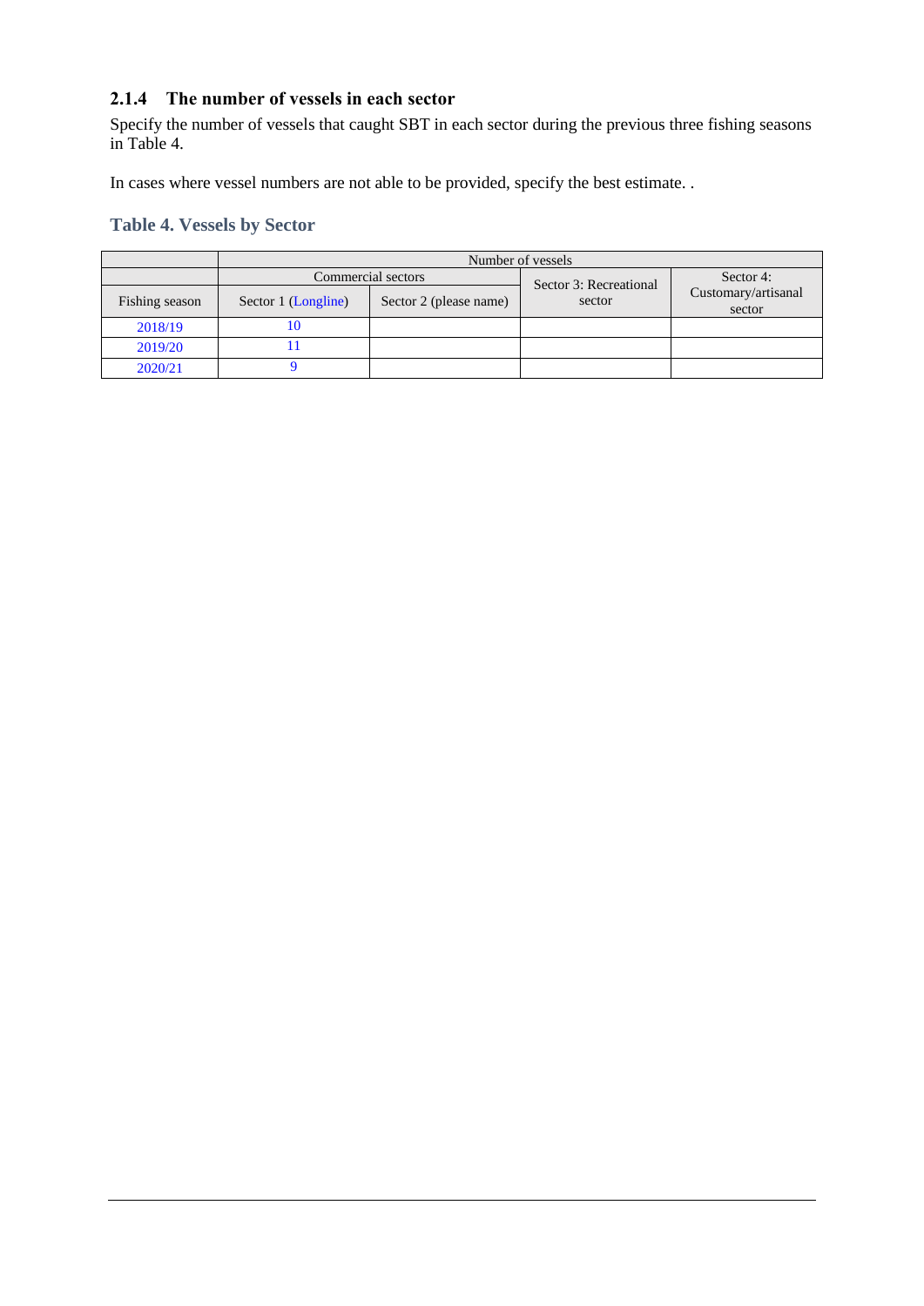### 2.1.4 The number of vessels in each sector

Specify the number of vessels that caught SBT in each sector during the previous three fishing seasons in Table 4.

In cases where vessel numbers are not able to be provided, specify the best estimate. .

**Table 4. Vessels by Sector**

| | Number of vessels | | | |
|---|---|---|---|---|
| | Commercial sectors | | Sector 3: Recreational sector | Sector 4: Customary/artisanal sector |
| Fishing season | Sector 1 (Longline) | Sector 2 (please name) | | |
| 2018/19 | 10 | | | |
| 2019/20 | 11 | | | |
| 2020/21 | 9 | | | |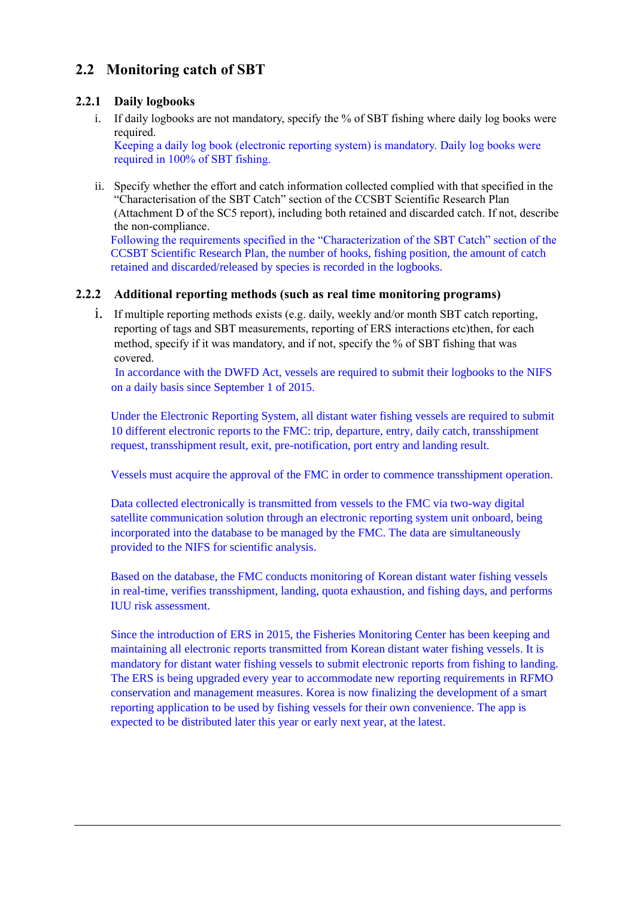## 2.2 Monitoring catch of SBT

### 2.2.1 Daily logbooks

i. If daily logbooks are not mandatory, specify the % of SBT fishing where daily log books were required.
   Keeping a daily log book (electronic reporting system) is mandatory. Daily log books were required in 100% of SBT fishing.

ii. Specify whether the effort and catch information collected complied with that specified in the "Characterisation of the SBT Catch" section of the CCSBT Scientific Research Plan (Attachment D of the SC5 report), including both retained and discarded catch. If not, describe the non-compliance.
   Following the requirements specified in the "Characterization of the SBT Catch" section of the CCSBT Scientific Research Plan, the number of hooks, fishing position, the amount of catch retained and discarded/released by species is recorded in the logbooks.

### 2.2.2 Additional reporting methods (such as real time monitoring programs)

i. If multiple reporting methods exists (e.g. daily, weekly and/or month SBT catch reporting, reporting of tags and SBT measurements, reporting of ERS interactions etc)then, for each method, specify if it was mandatory, and if not, specify the % of SBT fishing that was covered.
   In accordance with the DWFD Act, vessels are required to submit their logbooks to the NIFS on a daily basis since September 1 of 2015.

   Under the Electronic Reporting System, all distant water fishing vessels are required to submit 10 different electronic reports to the FMC: trip, departure, entry, daily catch, transshipment request, transshipment result, exit, pre-notification, port entry and landing result.

   Vessels must acquire the approval of the FMC in order to commence transshipment operation.

   Data collected electronically is transmitted from vessels to the FMC via two-way digital satellite communication solution through an electronic reporting system unit onboard, being incorporated into the database to be managed by the FMC. The data are simultaneously provided to the NIFS for scientific analysis.

   Based on the database, the FMC conducts monitoring of Korean distant water fishing vessels in real-time, verifies transshipment, landing, quota exhaustion, and fishing days, and performs IUU risk assessment.

   Since the introduction of ERS in 2015, the Fisheries Monitoring Center has been keeping and maintaining all electronic reports transmitted from Korean distant water fishing vessels. It is mandatory for distant water fishing vessels to submit electronic reports from fishing to landing. The ERS is being upgraded every year to accommodate new reporting requirements in RFMO conservation and management measures. Korea is now finalizing the development of a smart reporting application to be used by fishing vessels for their own convenience. The app is expected to be distributed later this year or early next year, at the latest.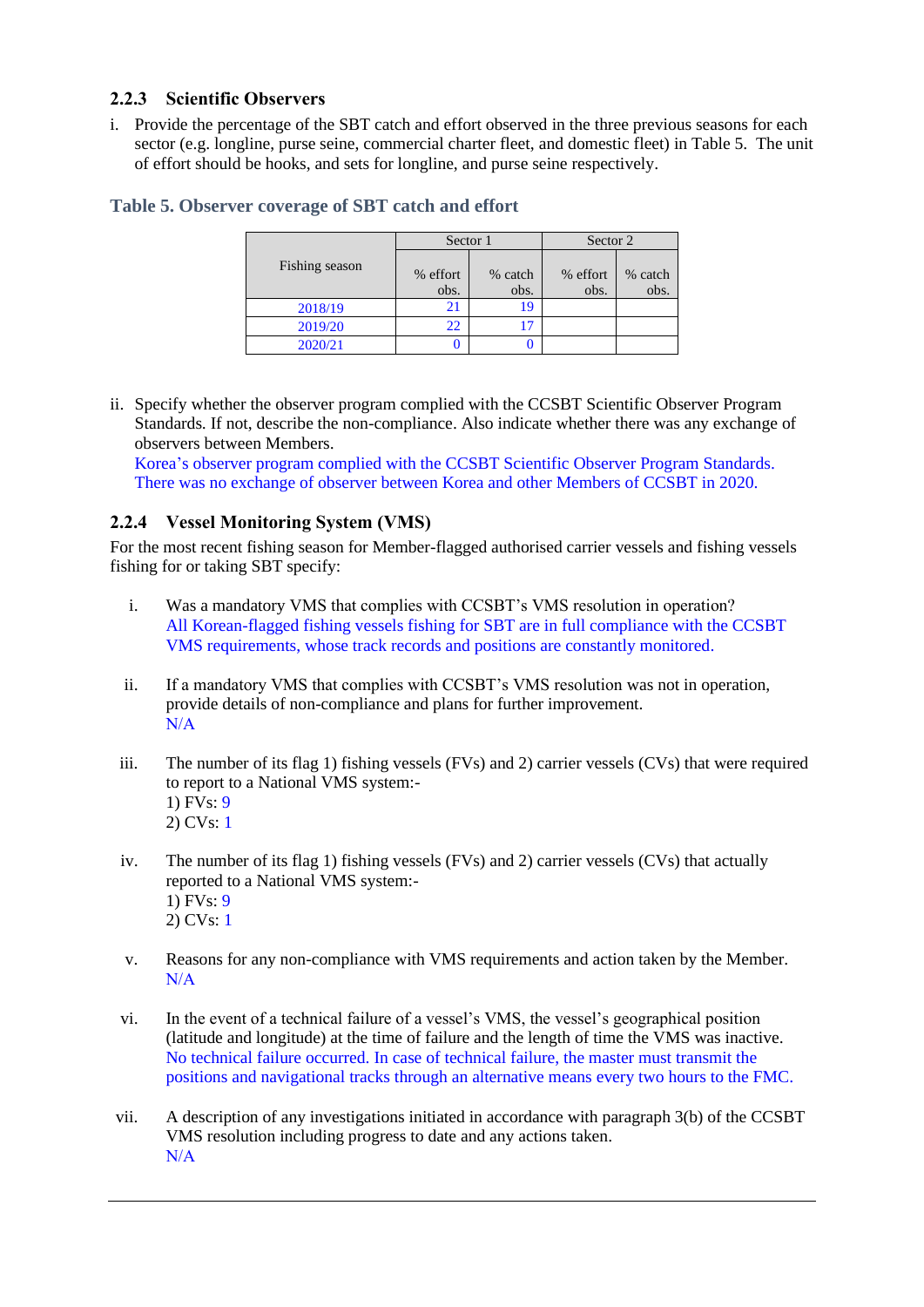### 2.2.3 Scientific Observers

i. Provide the percentage of the SBT catch and effort observed in the three previous seasons for each sector (e.g. longline, purse seine, commercial charter fleet, and domestic fleet) in Table 5. The unit of effort should be hooks, and sets for longline, and purse seine respectively.

**Table 5. Observer coverage of SBT catch and effort**

| Fishing season | Sector 1 | | Sector 2 | |
|---|---|---|---|---|
| | % effort obs. | % catch obs. | % effort obs. | % catch obs. |
| 2018/19 | 21 | 19 | | |
| 2019/20 | 22 | 17 | | |
| 2020/21 | 0 | 0 | | |

ii. Specify whether the observer program complied with the CCSBT Scientific Observer Program Standards. If not, describe the non-compliance. Also indicate whether there was any exchange of observers between Members.
Korea's observer program complied with the CCSBT Scientific Observer Program Standards. There was no exchange of observer between Korea and other Members of CCSBT in 2020.

### 2.2.4 Vessel Monitoring System (VMS)

For the most recent fishing season for Member-flagged authorised carrier vessels and fishing vessels fishing for or taking SBT specify:

i. Was a mandatory VMS that complies with CCSBT's VMS resolution in operation?
All Korean-flagged fishing vessels fishing for SBT are in full compliance with the CCSBT VMS requirements, whose track records and positions are constantly monitored.

ii. If a mandatory VMS that complies with CCSBT's VMS resolution was not in operation, provide details of non-compliance and plans for further improvement.
N/A

iii. The number of its flag 1) fishing vessels (FVs) and 2) carrier vessels (CVs) that were required to report to a National VMS system:-
1) FVs: 9
2) CVs: 1

iv. The number of its flag 1) fishing vessels (FVs) and 2) carrier vessels (CVs) that actually reported to a National VMS system:-
1) FVs: 9
2) CVs: 1

v. Reasons for any non-compliance with VMS requirements and action taken by the Member.
N/A

vi. In the event of a technical failure of a vessel's VMS, the vessel's geographical position (latitude and longitude) at the time of failure and the length of time the VMS was inactive.
No technical failure occurred. In case of technical failure, the master must transmit the positions and navigational tracks through an alternative means every two hours to the FMC.

vii. A description of any investigations initiated in accordance with paragraph 3(b) of the CCSBT VMS resolution including progress to date and any actions taken.
N/A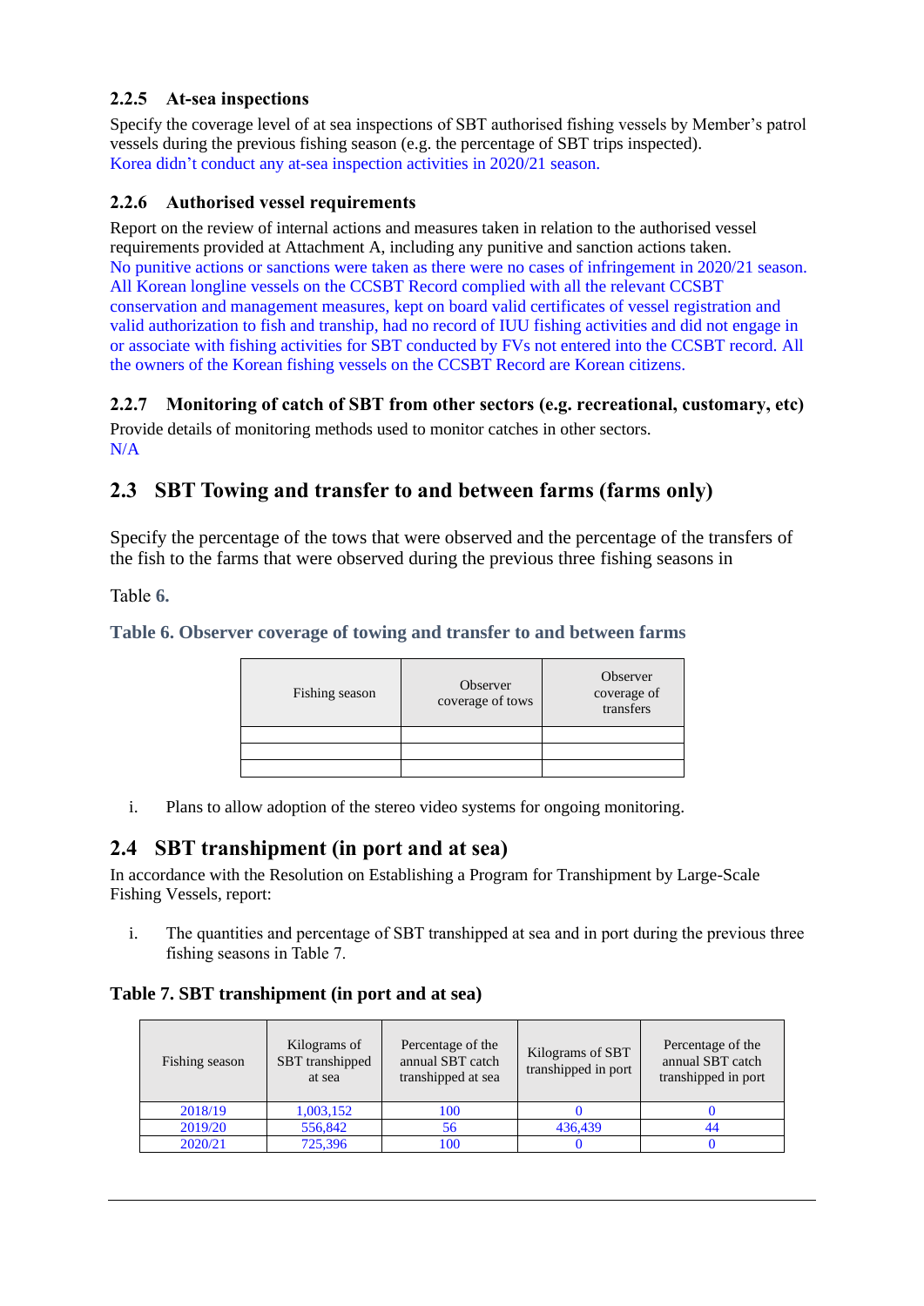### 2.2.5 At-sea inspections

Specify the coverage level of at sea inspections of SBT authorised fishing vessels by Member's patrol vessels during the previous fishing season (e.g. the percentage of SBT trips inspected).
Korea didn't conduct any at-sea inspection activities in 2020/21 season.

### 2.2.6 Authorised vessel requirements

Report on the review of internal actions and measures taken in relation to the authorised vessel requirements provided at Attachment A, including any punitive and sanction actions taken.
No punitive actions or sanctions were taken as there were no cases of infringement in 2020/21 season. All Korean longline vessels on the CCSBT Record complied with all the relevant CCSBT conservation and management measures, kept on board valid certificates of vessel registration and valid authorization to fish and tranship, had no record of IUU fishing activities and did not engage in or associate with fishing activities for SBT conducted by FVs not entered into the CCSBT record. All the owners of the Korean fishing vessels on the CCSBT Record are Korean citizens.

### 2.2.7 Monitoring of catch of SBT from other sectors (e.g. recreational, customary, etc)

Provide details of monitoring methods used to monitor catches in other sectors.
N/A

## 2.3 SBT Towing and transfer to and between farms (farms only)

Specify the percentage of the tows that were observed and the percentage of the transfers of the fish to the farms that were observed during the previous three fishing seasons in

Table **6.**

**Table 6. Observer coverage of towing and transfer to and between farms**

| Fishing season | Observer coverage of tows | Observer coverage of transfers |
|---|---|---|
| | | |
| | | |
| | | |

i. Plans to allow adoption of the stereo video systems for ongoing monitoring.

## 2.4 SBT transhipment (in port and at sea)

In accordance with the Resolution on Establishing a Program for Transhipment by Large-Scale Fishing Vessels, report:

i. The quantities and percentage of SBT transhipped at sea and in port during the previous three fishing seasons in Table 7.

**Table 7. SBT transhipment (in port and at sea)**

| Fishing season | Kilograms of SBT transhipped at sea | Percentage of the annual SBT catch transhipped at sea | Kilograms of SBT transhipped in port | Percentage of the annual SBT catch transhipped in port |
|---|---|---|---|---|
| 2018/19 | 1,003,152 | 100 | 0 | 0 |
| 2019/20 | 556,842 | 56 | 436,439 | 44 |
| 2020/21 | 725,396 | 100 | 0 | 0 |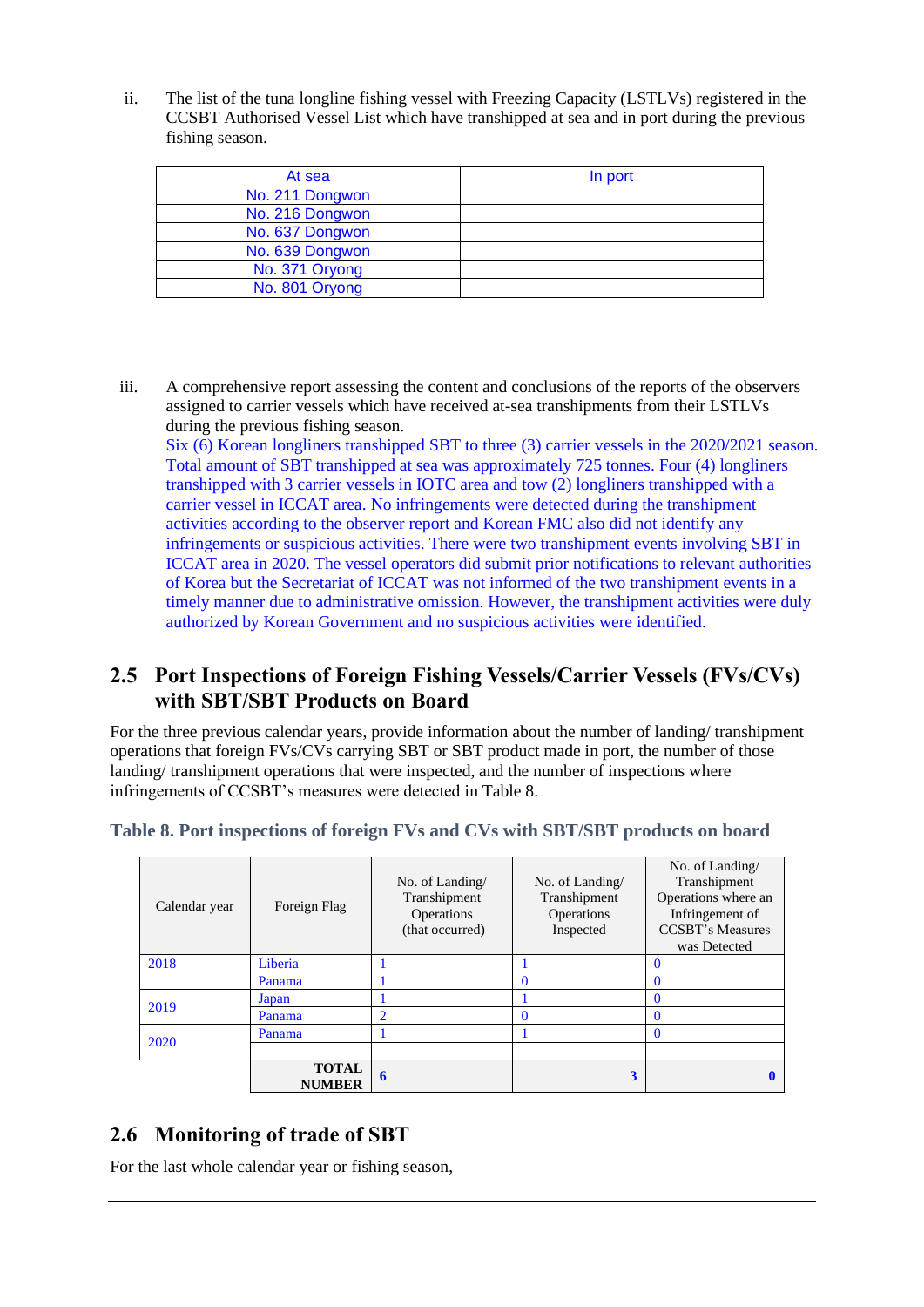ii. The list of the tuna longline fishing vessel with Freezing Capacity (LSTLVs) registered in the CCSBT Authorised Vessel List which have transhipped at sea and in port during the previous fishing season.

| At sea | In port |
|---|---|
| No. 211 Dongwon | |
| No. 216 Dongwon | |
| No. 637 Dongwon | |
| No. 639 Dongwon | |
| No. 371 Oryong | |
| No. 801 Oryong | |

iii. A comprehensive report assessing the content and conclusions of the reports of the observers assigned to carrier vessels which have received at-sea transhipments from their LSTLVs during the previous fishing season.

Six (6) Korean longliners transhipped SBT to three (3) carrier vessels in the 2020/2021 season. Total amount of SBT transhipped at sea was approximately 725 tonnes. Four (4) longliners transhipped with 3 carrier vessels in IOTC area and tow (2) longliners transhipped with a carrier vessel in ICCAT area. No infringements were detected during the transhipment activities according to the observer report and Korean FMC also did not identify any infringements or suspicious activities. There were two transhipment events involving SBT in ICCAT area in 2020. The vessel operators did submit prior notifications to relevant authorities of Korea but the Secretariat of ICCAT was not informed of the two transhipment events in a timely manner due to administrative omission. However, the transhipment activities were duly authorized by Korean Government and no suspicious activities were identified.

## 2.5 Port Inspections of Foreign Fishing Vessels/Carrier Vessels (FVs/CVs) with SBT/SBT Products on Board

For the three previous calendar years, provide information about the number of landing/ transhipment operations that foreign FVs/CVs carrying SBT or SBT product made in port, the number of those landing/ transhipment operations that were inspected, and the number of inspections where infringements of CCSBT's measures were detected in Table 8.

**Table 8. Port inspections of foreign FVs and CVs with SBT/SBT products on board**

| Calendar year | Foreign Flag | No. of Landing/ Transhipment Operations (that occurred) | No. of Landing/ Transhipment Operations Inspected | No. of Landing/ Transhipment Operations where an Infringement of CCSBT's Measures was Detected |
|---|---|---|---|---|
| 2018 | Liberia | 1 | 1 | 0 |
| | Panama | 1 | 0 | 0 |
| 2019 | Japan | 1 | 1 | 0 |
| | Panama | 2 | 0 | 0 |
| 2020 | Panama | 1 | 1 | 0 |
| | | | | |
| | **TOTAL NUMBER** | **6** | **3** | **0** |

## 2.6 Monitoring of trade of SBT

For the last whole calendar year or fishing season,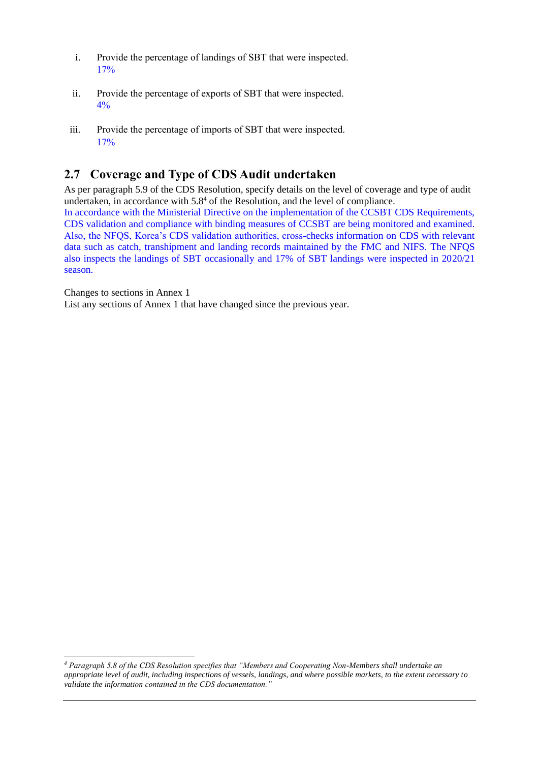i. Provide the percentage of landings of SBT that were inspected.
   17%

ii. Provide the percentage of exports of SBT that were inspected.
   4%

iii. Provide the percentage of imports of SBT that were inspected.
   17%

## 2.7 Coverage and Type of CDS Audit undertaken

As per paragraph 5.9 of the CDS Resolution, specify details on the level of coverage and type of audit undertaken, in accordance with 5.8[4] of the Resolution, and the level of compliance.

In accordance with the Ministerial Directive on the implementation of the CCSBT CDS Requirements, CDS validation and compliance with binding measures of CCSBT are being monitored and examined. Also, the NFQS, Korea's CDS validation authorities, cross-checks information on CDS with relevant data such as catch, transhipment and landing records maintained by the FMC and NIFS. The NFQS also inspects the landings of SBT occasionally and 17% of SBT landings were inspected in 2020/21 season.

Changes to sections in Annex 1

List any sections of Annex 1 that have changed since the previous year.

---

[4] *Paragraph 5.8 of the CDS Resolution specifies that "Members and Cooperating Non-Members shall undertake an appropriate level of audit, including inspections of vessels, landings, and where possible markets, to the extent necessary to validate the information contained in the CDS documentation."*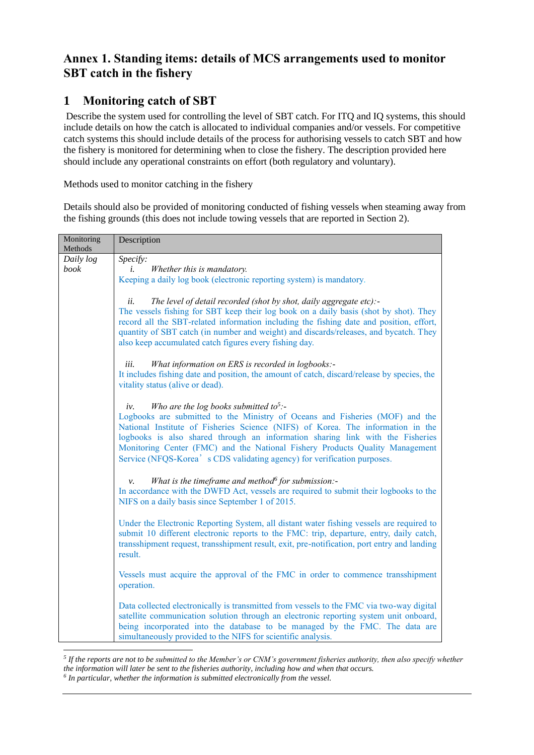## Annex 1. Standing items: details of MCS arrangements used to monitor SBT catch in the fishery

## 1 Monitoring catch of SBT

Describe the system used for controlling the level of SBT catch. For ITQ and IQ systems, this should include details on how the catch is allocated to individual companies and/or vessels. For competitive catch systems this should include details of the process for authorising vessels to catch SBT and how the fishery is monitored for determining when to close the fishery. The description provided here should include any operational constraints on effort (both regulatory and voluntary).

Methods used to monitor catching in the fishery

Details should also be provided of monitoring conducted of fishing vessels when steaming away from the fishing grounds (this does not include towing vessels that are reported in Section 2).

| Monitoring Methods | Description |
|---|---|
| *Daily log book* | *Specify:*<br>*i. Whether this is mandatory.*<br>Keeping a daily log book (electronic reporting system) is mandatory.<br><br>*ii. The level of detail recorded (shot by shot, daily aggregate etc):-*<br>The vessels fishing for SBT keep their log book on a daily basis (shot by shot). They record all the SBT-related information including the fishing date and position, effort, quantity of SBT catch (in number and weight) and discards/releases, and bycatch. They also keep accumulated catch figures every fishing day.<br><br>*iii. What information on ERS is recorded in logbooks:-*<br>It includes fishing date and position, the amount of catch, discard/release by species, the vitality status (alive or dead).<br><br>*iv. Who are the log books submitted to[5]:-*<br>Logbooks are submitted to the Ministry of Oceans and Fisheries (MOF) and the National Institute of Fisheries Science (NIFS) of Korea. The information in the logbooks is also shared through an information sharing link with the Fisheries Monitoring Center (FMC) and the National Fishery Products Quality Management Service (NFQS-Korea's CDS validating agency) for verification purposes.<br><br>*v. What is the timeframe and method[6] for submission:-*<br>In accordance with the DWFD Act, vessels are required to submit their logbooks to the NIFS on a daily basis since September 1 of 2015.<br><br>Under the Electronic Reporting System, all distant water fishing vessels are required to submit 10 different electronic reports to the FMC: trip, departure, entry, daily catch, transshipment request, transshipment result, exit, pre-notification, port entry and landing result.<br><br>Vessels must acquire the approval of the FMC in order to commence transshipment operation.<br><br>Data collected electronically is transmitted from vessels to the FMC via two-way digital satellite communication solution through an electronic reporting system unit onboard, being incorporated into the database to be managed by the FMC. The data are simultaneously provided to the NIFS for scientific analysis. |

[5] *If the reports are not to be submitted to the Member's or CNM's government fisheries authority, then also specify whether the information will later be sent to the fisheries authority, including how and when that occurs.*

[6] *In particular, whether the information is submitted electronically from the vessel.*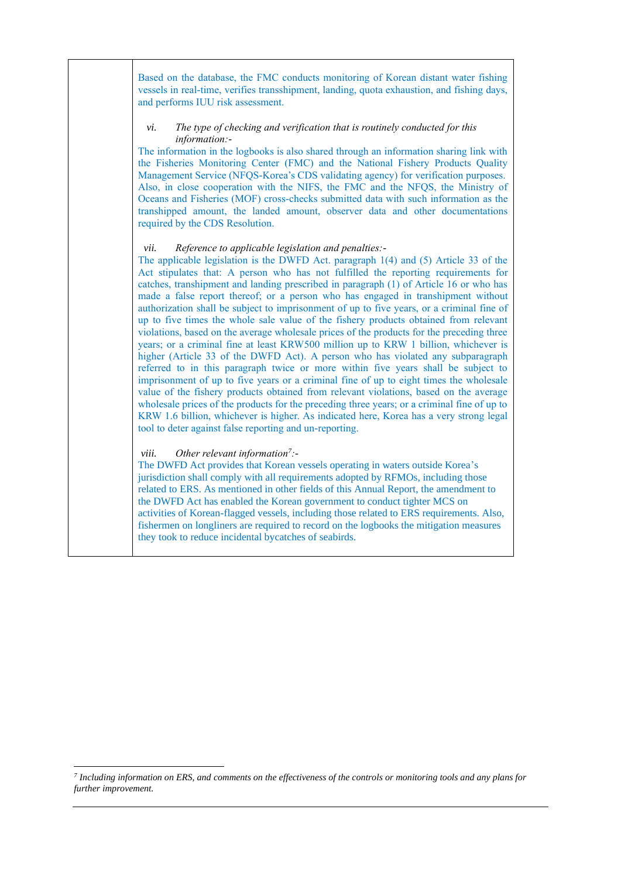| | |
|---|---|
| | Based on the database, the FMC conducts monitoring of Korean distant water fishing vessels in real-time, verifies transshipment, landing, quota exhaustion, and fishing days, and performs IUU risk assessment.<br><br>*vi. The type of checking and verification that is routinely conducted for this information:-*<br>The information in the logbooks is also shared through an information sharing link with the Fisheries Monitoring Center (FMC) and the National Fishery Products Quality Management Service (NFQS-Korea's CDS validating agency) for verification purposes. Also, in close cooperation with the NIFS, the FMC and the NFQS, the Ministry of Oceans and Fisheries (MOF) cross-checks submitted data with such information as the transhipped amount, the landed amount, observer data and other documentations required by the CDS Resolution.<br><br>*vii. Reference to applicable legislation and penalties:-*<br>The applicable legislation is the DWFD Act. paragraph 1(4) and (5) Article 33 of the Act stipulates that: A person who has not fulfilled the reporting requirements for catches, transhipment and landing prescribed in paragraph (1) of Article 16 or who has made a false report thereof; or a person who has engaged in transhipment without authorization shall be subject to imprisonment of up to five years, or a criminal fine of up to five times the whole sale value of the fishery products obtained from relevant violations, based on the average wholesale prices of the products for the preceding three years; or a criminal fine at least KRW500 million up to KRW 1 billion, whichever is higher (Article 33 of the DWFD Act). A person who has violated any subparagraph referred to in this paragraph twice or more within five years shall be subject to imprisonment of up to five years or a criminal fine of up to eight times the wholesale value of the fishery products obtained from relevant violations, based on the average wholesale prices of the products for the preceding three years; or a criminal fine of up to KRW 1.6 billion, whichever is higher. As indicated here, Korea has a very strong legal tool to deter against false reporting and un-reporting.<br><br>*viii. Other relevant information[7]:-*<br>The DWFD Act provides that Korean vessels operating in waters outside Korea's jurisdiction shall comply with all requirements adopted by RFMOs, including those related to ERS. As mentioned in other fields of this Annual Report, the amendment to the DWFD Act has enabled the Korean government to conduct tighter MCS on activities of Korean-flagged vessels, including those related to ERS requirements. Also, fishermen on longliners are required to record on the logbooks the mitigation measures they took to reduce incidental bycatches of seabirds. |

[7] *Including information on ERS, and comments on the effectiveness of the controls or monitoring tools and any plans for further improvement.*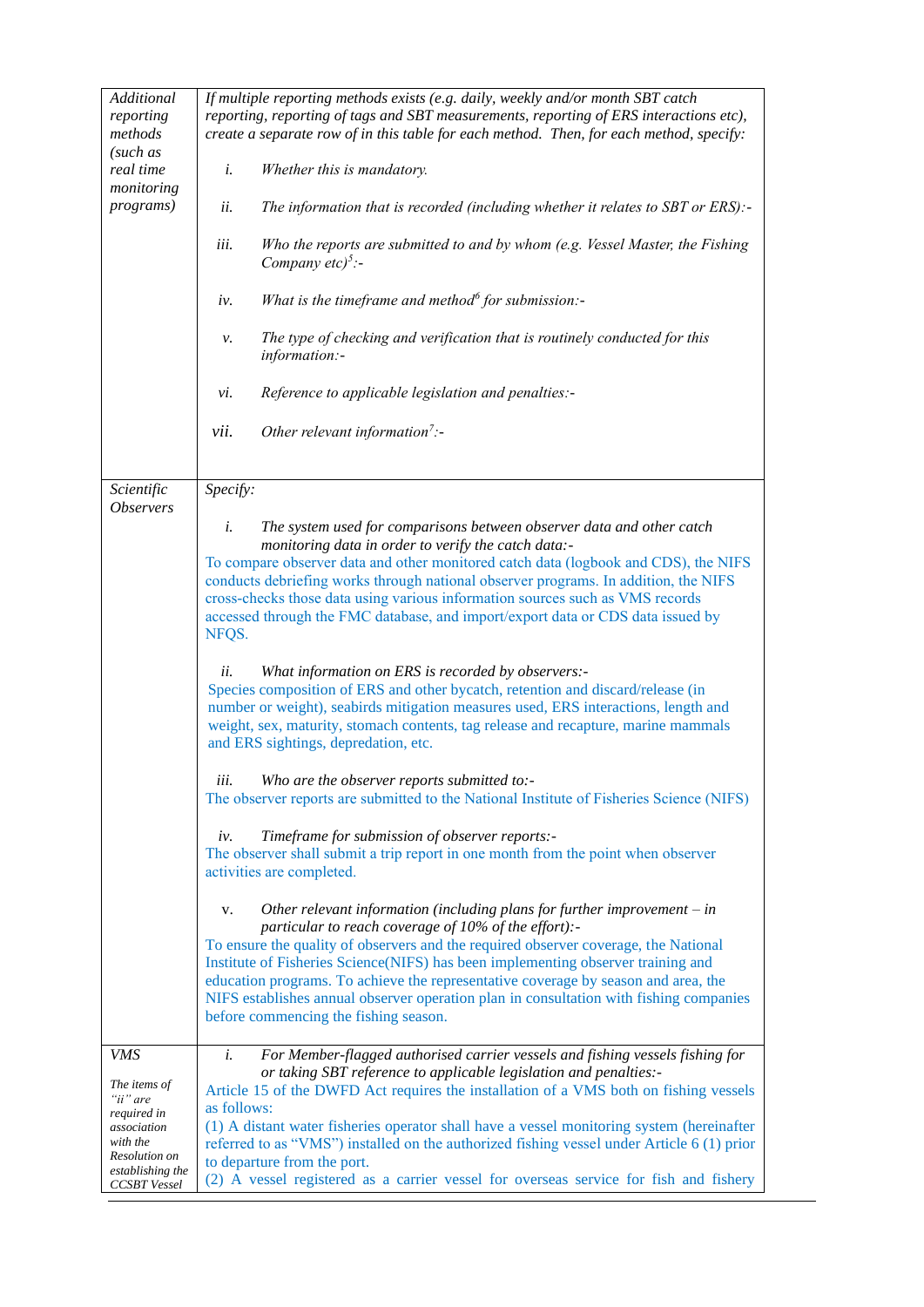| | |
|---|---|
| *Additional reporting methods (such as real time monitoring programs)* | *If multiple reporting methods exists (e.g. daily, weekly and/or month SBT catch reporting, reporting of tags and SBT measurements, reporting of ERS interactions etc), create a separate row of in this table for each method. Then, for each method, specify:*<br><br>*i. Whether this is mandatory.*<br><br>*ii. The information that is recorded (including whether it relates to SBT or ERS):-*<br><br>*iii. Who the reports are submitted to and by whom (e.g. Vessel Master, the Fishing Company etc)[5]:-*<br><br>*iv. What is the timeframe and method[6] for submission:-*<br><br>*v. The type of checking and verification that is routinely conducted for this information:-*<br><br>*vi. Reference to applicable legislation and penalties:-*<br><br>*vii. Other relevant information[7]:-* |
| *Scientific Observers* | *Specify:*<br><br>*i. The system used for comparisons between observer data and other catch monitoring data in order to verify the catch data:-*<br>To compare observer data and other monitored catch data (logbook and CDS), the NIFS conducts debriefing works through national observer programs. In addition, the NIFS cross-checks those data using various information sources such as VMS records accessed through the FMC database, and import/export data or CDS data issued by NFQS.<br><br>*ii. What information on ERS is recorded by observers:-*<br>Species composition of ERS and other bycatch, retention and discard/release (in number or weight), seabirds mitigation measures used, ERS interactions, length and weight, sex, maturity, stomach contents, tag release and recapture, marine mammals and ERS sightings, depredation, etc.<br><br>*iii. Who are the observer reports submitted to:-*<br>The observer reports are submitted to the National Institute of Fisheries Science (NIFS)<br><br>*iv. Timeframe for submission of observer reports:-*<br>The observer shall submit a trip report in one month from the point when observer activities are completed.<br><br>*v. Other relevant information (including plans for further improvement – in particular to reach coverage of 10% of the effort):-*<br>To ensure the quality of observers and the required observer coverage, the National Institute of Fisheries Science(NIFS) has been implementing observer training and education programs. To achieve the representative coverage by season and area, the NIFS establishes annual observer operation plan in consultation with fishing companies before commencing the fishing season. |
| *VMS*<br><br>*The items of "ii" are required in association with the Resolution on establishing the CCSBT Vessel* | *i. For Member-flagged authorised carrier vessels and fishing vessels fishing for or taking SBT reference to applicable legislation and penalties:-*<br>Article 15 of the DWFD Act requires the installation of a VMS both on fishing vessels as follows:<br>(1) A distant water fisheries operator shall have a vessel monitoring system (hereinafter referred to as "VMS") installed on the authorized fishing vessel under Article 6 (1) prior to departure from the port.<br>(2) A vessel registered as a carrier vessel for overseas service for fish and fishery |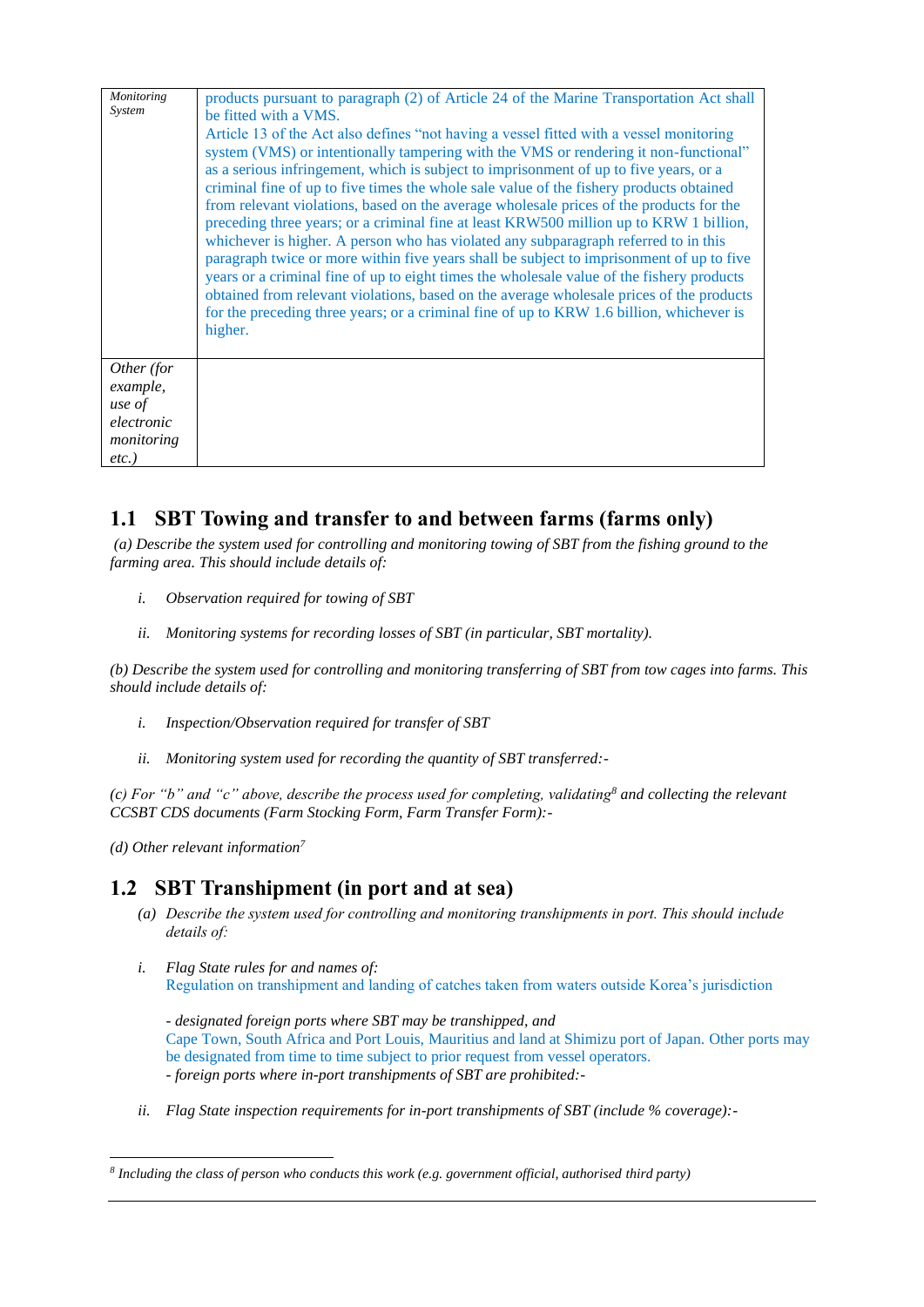| | |
|---|---|
| *Monitoring System* | products pursuant to paragraph (2) of Article 24 of the Marine Transportation Act shall be fitted with a VMS.<br>Article 13 of the Act also defines "not having a vessel fitted with a vessel monitoring system (VMS) or intentionally tampering with the VMS or rendering it non-functional" as a serious infringement, which is subject to imprisonment of up to five years, or a criminal fine of up to five times the whole sale value of the fishery products obtained from relevant violations, based on the average wholesale prices of the products for the preceding three years; or a criminal fine at least KRW500 million up to KRW 1 billion, whichever is higher. A person who has violated any subparagraph referred to in this paragraph twice or more within five years shall be subject to imprisonment of up to five years or a criminal fine of up to eight times the wholesale value of the fishery products obtained from relevant violations, based on the average wholesale prices of the products for the preceding three years; or a criminal fine of up to KRW 1.6 billion, whichever is higher. |
| *Other (for example, use of electronic monitoring etc.)* | |

## 1.1 SBT Towing and transfer to and between farms (farms only)

*(a) Describe the system used for controlling and monitoring towing of SBT from the fishing ground to the farming area. This should include details of:*

*i. Observation required for towing of SBT*

*ii. Monitoring systems for recording losses of SBT (in particular, SBT mortality).*

*(b) Describe the system used for controlling and monitoring transferring of SBT from tow cages into farms. This should include details of:*

*i. Inspection/Observation required for transfer of SBT*

*ii. Monitoring system used for recording the quantity of SBT transferred:-*

*(c) For "b" and "c" above, describe the process used for completing, validating[8] and collecting the relevant CCSBT CDS documents (Farm Stocking Form, Farm Transfer Form):-*

*(d) Other relevant information[7]*

## 1.2 SBT Transhipment (in port and at sea)

*(a) Describe the system used for controlling and monitoring transhipments in port. This should include details of:*

*i. Flag State rules for and names of:*
Regulation on transhipment and landing of catches taken from waters outside Korea's jurisdiction

*- designated foreign ports where SBT may be transhipped, and*
Cape Town, South Africa and Port Louis, Mauritius and land at Shimizu port of Japan. Other ports may be designated from time to time subject to prior request from vessel operators.
*- foreign ports where in-port transhipments of SBT are prohibited:-*

*ii. Flag State inspection requirements for in-port transhipments of SBT (include % coverage):-*

---

[8] *Including the class of person who conducts this work (e.g. government official, authorised third party)*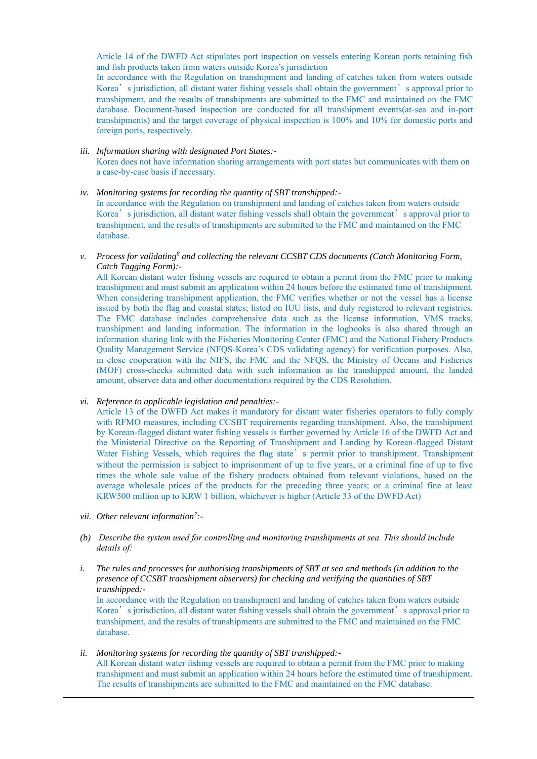Article 14 of the DWFD Act stipulates port inspection on vessels entering Korean ports retaining fish and fish products taken from waters outside Korea's jurisdiction

In accordance with the Regulation on transhipment and landing of catches taken from waters outside Korea's jurisdiction, all distant water fishing vessels shall obtain the government's approval prior to transhipment, and the results of transhipments are submitted to the FMC and maintained on the FMC database. Document-based inspection are conducted for all transhipment events(at-sea and in-port transhipments) and the target coverage of physical inspection is 100% and 10% for domestic ports and foreign ports, respectively.

iii. *Information sharing with designated Port States:-*

Korea does not have information sharing arrangements with port states but communicates with them on a case-by-case basis if necessary.

iv. *Monitoring systems for recording the quantity of SBT transhipped:-*

In accordance with the Regulation on transhipment and landing of catches taken from waters outside Korea's jurisdiction, all distant water fishing vessels shall obtain the government's approval prior to transhipment, and the results of transhipments are submitted to the FMC and maintained on the FMC database.

v. *Process for validating[8] and collecting the relevant CCSBT CDS documents (Catch Monitoring Form, Catch Tagging Form):-*

All Korean distant water fishing vessels are required to obtain a permit from the FMC prior to making transhipment and must submit an application within 24 hours before the estimated time of transhipment. When considering transhipment application, the FMC verifies whether or not the vessel has a license issued by both the flag and coastal states; listed on IUU lists, and duly registered to relevant registries. The FMC database includes comprehensive data such as the license information, VMS tracks, transhipment and landing information. The information in the logbooks is also shared through an information sharing link with the Fisheries Monitoring Center (FMC) and the National Fishery Products Quality Management Service (NFQS-Korea's CDS validating agency) for verification purposes. Also, in close cooperation with the NIFS, the FMC and the NFQS, the Ministry of Oceans and Fisheries (MOF) cross-checks submitted data with such information as the transhipped amount, the landed amount, observer data and other documentations required by the CDS Resolution.

vi. *Reference to applicable legislation and penalties:-*

Article 13 of the DWFD Act makes it mandatory for distant water fisheries operators to fully comply with RFMO measures, including CCSBT requirements regarding transhipment. Also, the transhipment by Korean-flagged distant water fishing vessels is further governed by Article 16 of the DWFD Act and the Ministerial Directive on the Reporting of Transhipment and Landing by Korean-flagged Distant Water Fishing Vessels, which requires the flag state's permit prior to transhipment. Transhipment without the permission is subject to imprisonment of up to five years, or a criminal fine of up to five times the whole sale value of the fishery products obtained from relevant violations, based on the average wholesale prices of the products for the preceding three years; or a criminal fine at least KRW500 million up to KRW 1 billion, whichever is higher (Article 33 of the DWFD Act)

vii. *Other relevant information[7]:-*

(b) *Describe the system used for controlling and monitoring transhipments at sea. This should include details of:*

i. *The rules and processes for authorising transhipments of SBT at sea and methods (in addition to the presence of CCSBT transhipment observers) for checking and verifying the quantities of SBT transhipped:-*

In accordance with the Regulation on transhipment and landing of catches taken from waters outside Korea's jurisdiction, all distant water fishing vessels shall obtain the government's approval prior to transhipment, and the results of transhipments are submitted to the FMC and maintained on the FMC database.

ii. *Monitoring systems for recording the quantity of SBT transhipped:-*

All Korean distant water fishing vessels are required to obtain a permit from the FMC prior to making transhipment and must submit an application within 24 hours before the estimated time of transhipment. The results of transhipments are submitted to the FMC and maintained on the FMC database.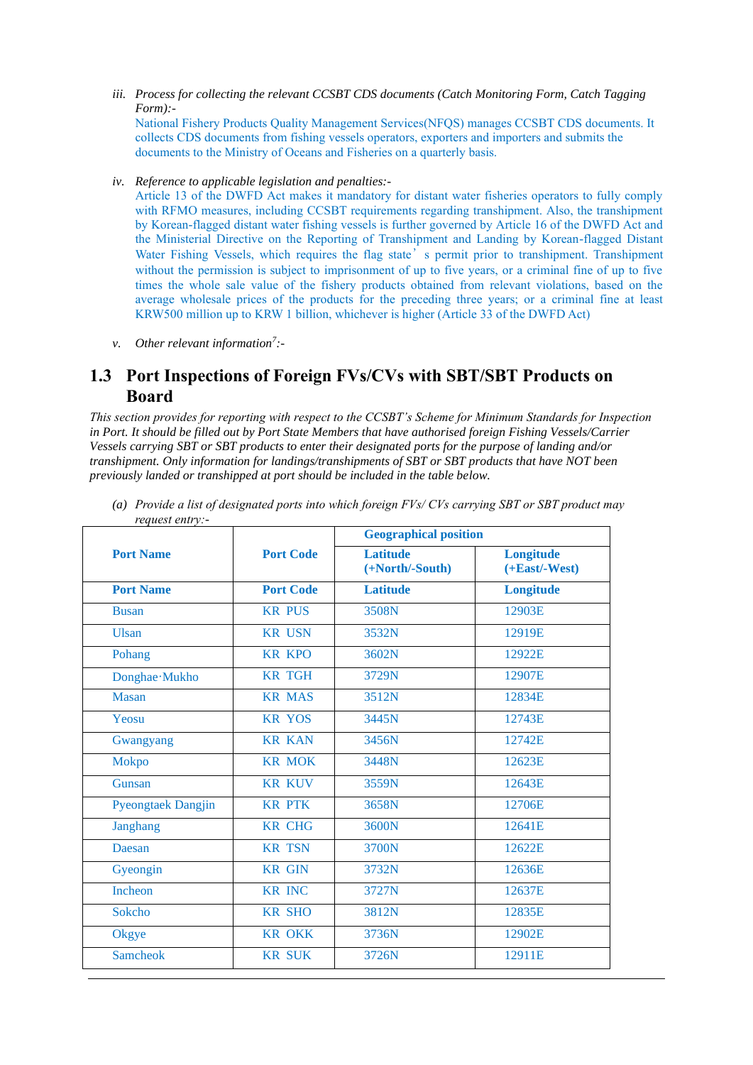iii. *Process for collecting the relevant CCSBT CDS documents (Catch Monitoring Form, Catch Tagging Form):-*

National Fishery Products Quality Management Services(NFQS) manages CCSBT CDS documents. It collects CDS documents from fishing vessels operators, exporters and importers and submits the documents to the Ministry of Oceans and Fisheries on a quarterly basis.

iv. *Reference to applicable legislation and penalties:-*

Article 13 of the DWFD Act makes it mandatory for distant water fisheries operators to fully comply with RFMO measures, including CCSBT requirements regarding transhipment. Also, the transhipment by Korean-flagged distant water fishing vessels is further governed by Article 16 of the DWFD Act and the Ministerial Directive on the Reporting of Transhipment and Landing by Korean-flagged Distant Water Fishing Vessels, which requires the flag state's permit prior to transhipment. Transhipment without the permission is subject to imprisonment of up to five years, or a criminal fine of up to five times the whole sale value of the fishery products obtained from relevant violations, based on the average wholesale prices of the products for the preceding three years; or a criminal fine at least KRW500 million up to KRW 1 billion, whichever is higher (Article 33 of the DWFD Act)

v. *Other relevant information[7]:-*

## 1.3 Port Inspections of Foreign FVs/CVs with SBT/SBT Products on Board

*This section provides for reporting with respect to the CCSBT's Scheme for Minimum Standards for Inspection in Port. It should be filled out by Port State Members that have authorised foreign Fishing Vessels/Carrier Vessels carrying SBT or SBT products to enter their designated ports for the purpose of landing and/or transhipment. Only information for landings/transhipments of SBT or SBT products that have NOT been previously landed or transhipped at port should be included in the table below.*

(a) *Provide a list of designated ports into which foreign FVs/ CVs carrying SBT or SBT product may request entry:-*

| Port Name | Port Code | Geographical position | |
|---|---|---|---|
| | | Latitude (+North/-South) | Longitude (+East/-West) |
| **Port Name** | **Port Code** | **Latitude** | **Longitude** |
| Busan | KR PUS | 3508N | 12903E |
| Ulsan | KR USN | 3532N | 12919E |
| Pohang | KR KPO | 3602N | 12922E |
| Donghae·Mukho | KR TGH | 3729N | 12907E |
| Masan | KR MAS | 3512N | 12834E |
| Yeosu | KR YOS | 3445N | 12743E |
| Gwangyang | KR KAN | 3456N | 12742E |
| Mokpo | KR MOK | 3448N | 12623E |
| Gunsan | KR KUV | 3559N | 12643E |
| Pyeongtaek Dangjin | KR PTK | 3658N | 12706E |
| Janghang | KR CHG | 3600N | 12641E |
| Daesan | KR TSN | 3700N | 12622E |
| Gyeongin | KR GIN | 3732N | 12636E |
| Incheon | KR INC | 3727N | 12637E |
| Sokcho | KR SHO | 3812N | 12835E |
| Okgye | KR OKK | 3736N | 12902E |
| Samcheok | KR SUK | 3726N | 12911E |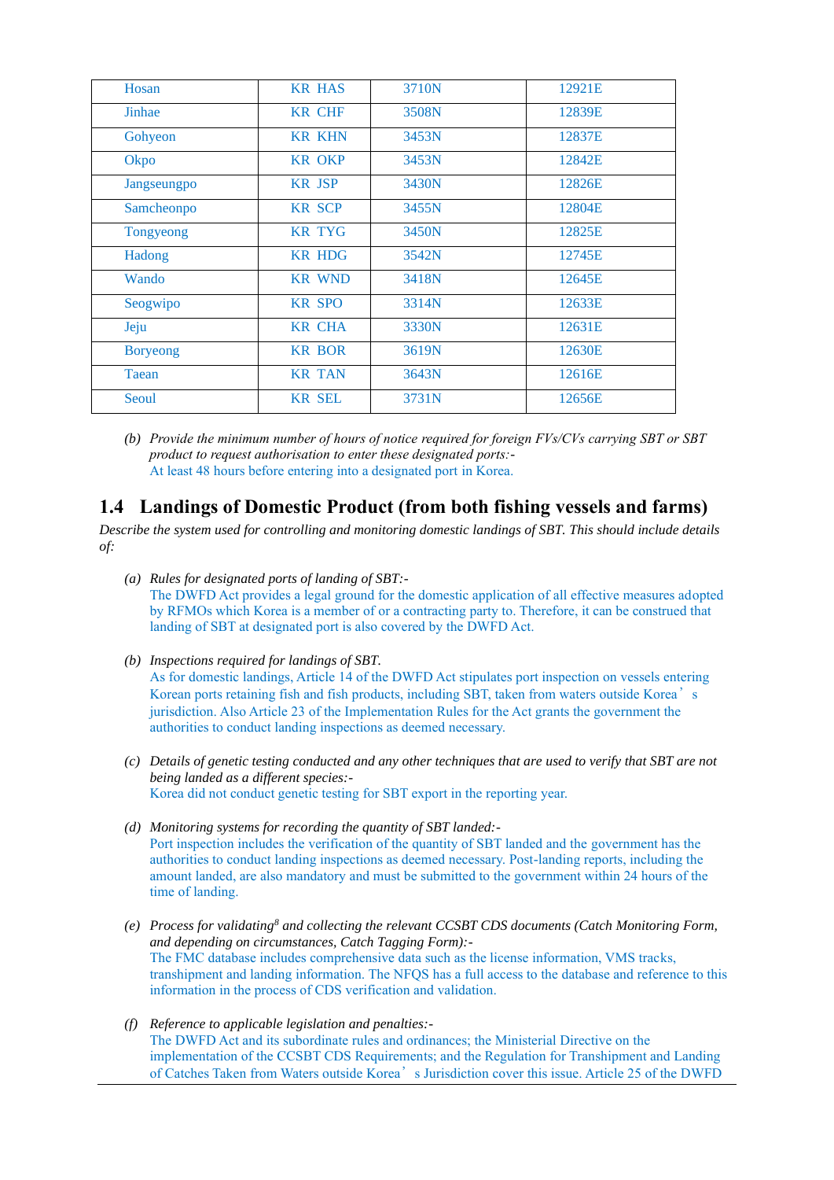| Hosan | KR HAS | 3710N | 12921E |
|---|---|---|---|
| Jinhae | KR CHF | 3508N | 12839E |
| Gohyeon | KR KHN | 3453N | 12837E |
| Okpo | KR OKP | 3453N | 12842E |
| Jangseungpo | KR JSP | 3430N | 12826E |
| Samcheonpo | KR SCP | 3455N | 12804E |
| Tongyeong | KR TYG | 3450N | 12825E |
| Hadong | KR HDG | 3542N | 12745E |
| Wando | KR WND | 3418N | 12645E |
| Seogwipo | KR SPO | 3314N | 12633E |
| Jeju | KR CHA | 3330N | 12631E |
| Boryeong | KR BOR | 3619N | 12630E |
| Taean | KR TAN | 3643N | 12616E |
| Seoul | KR SEL | 3731N | 12656E |

(b) *Provide the minimum number of hours of notice required for foreign FVs/CVs carrying SBT or SBT product to request authorisation to enter these designated ports:-*
At least 48 hours before entering into a designated port in Korea.

## 1.4 Landings of Domestic Product (from both fishing vessels and farms)

*Describe the system used for controlling and monitoring domestic landings of SBT. This should include details of:*

(a) *Rules for designated ports of landing of SBT:-*
The DWFD Act provides a legal ground for the domestic application of all effective measures adopted by RFMOs which Korea is a member of or a contracting party to. Therefore, it can be construed that landing of SBT at designated port is also covered by the DWFD Act.

(b) *Inspections required for landings of SBT.*
As for domestic landings, Article 14 of the DWFD Act stipulates port inspection on vessels entering Korean ports retaining fish and fish products, including SBT, taken from waters outside Korea's jurisdiction. Also Article 23 of the Implementation Rules for the Act grants the government the authorities to conduct landing inspections as deemed necessary.

(c) *Details of genetic testing conducted and any other techniques that are used to verify that SBT are not being landed as a different species:-*
Korea did not conduct genetic testing for SBT export in the reporting year.

(d) *Monitoring systems for recording the quantity of SBT landed:-*
Port inspection includes the verification of the quantity of SBT landed and the government has the authorities to conduct landing inspections as deemed necessary. Post-landing reports, including the amount landed, are also mandatory and must be submitted to the government within 24 hours of the time of landing.

(e) *Process for validating[8] and collecting the relevant CCSBT CDS documents (Catch Monitoring Form, and depending on circumstances, Catch Tagging Form):-*
The FMC database includes comprehensive data such as the license information, VMS tracks, transhipment and landing information. The NFQS has a full access to the database and reference to this information in the process of CDS verification and validation.

(f) *Reference to applicable legislation and penalties:-*
The DWFD Act and its subordinate rules and ordinances; the Ministerial Directive on the implementation of the CCSBT CDS Requirements; and the Regulation for Transhipment and Landing of Catches Taken from Waters outside Korea's Jurisdiction cover this issue. Article 25 of the DWFD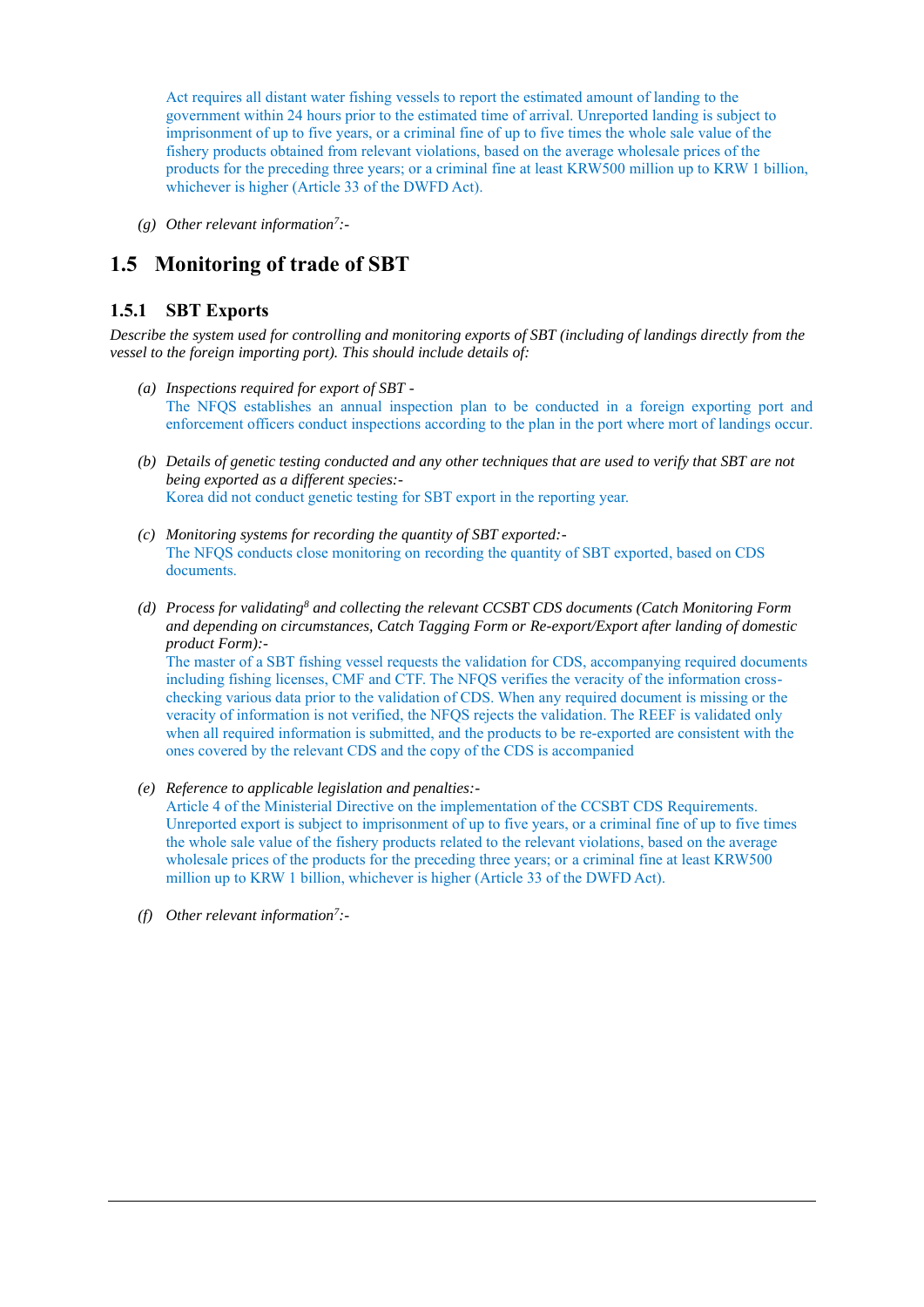Act requires all distant water fishing vessels to report the estimated amount of landing to the government within 24 hours prior to the estimated time of arrival. Unreported landing is subject to imprisonment of up to five years, or a criminal fine of up to five times the whole sale value of the fishery products obtained from relevant violations, based on the average wholesale prices of the products for the preceding three years; or a criminal fine at least KRW500 million up to KRW 1 billion, whichever is higher (Article 33 of the DWFD Act).

(g) *Other relevant information[7]:-*

## 1.5 Monitoring of trade of SBT

### 1.5.1 SBT Exports

*Describe the system used for controlling and monitoring exports of SBT (including of landings directly from the vessel to the foreign importing port). This should include details of:*

(a) *Inspections required for export of SBT -*
The NFQS establishes an annual inspection plan to be conducted in a foreign exporting port and enforcement officers conduct inspections according to the plan in the port where mort of landings occur.

(b) *Details of genetic testing conducted and any other techniques that are used to verify that SBT are not being exported as a different species:-*
Korea did not conduct genetic testing for SBT export in the reporting year.

(c) *Monitoring systems for recording the quantity of SBT exported:-*
The NFQS conducts close monitoring on recording the quantity of SBT exported, based on CDS documents.

(d) *Process for validating[8] and collecting the relevant CCSBT CDS documents (Catch Monitoring Form and depending on circumstances, Catch Tagging Form or Re-export/Export after landing of domestic product Form):-*
The master of a SBT fishing vessel requests the validation for CDS, accompanying required documents including fishing licenses, CMF and CTF. The NFQS verifies the veracity of the information cross-checking various data prior to the validation of CDS. When any required document is missing or the veracity of information is not verified, the NFQS rejects the validation. The REEF is validated only when all required information is submitted, and the products to be re-exported are consistent with the ones covered by the relevant CDS and the copy of the CDS is accompanied

(e) *Reference to applicable legislation and penalties:-*
Article 4 of the Ministerial Directive on the implementation of the CCSBT CDS Requirements. Unreported export is subject to imprisonment of up to five years, or a criminal fine of up to five times the whole sale value of the fishery products related to the relevant violations, based on the average wholesale prices of the products for the preceding three years; or a criminal fine at least KRW500 million up to KRW 1 billion, whichever is higher (Article 33 of the DWFD Act).

(f) *Other relevant information[7]:-*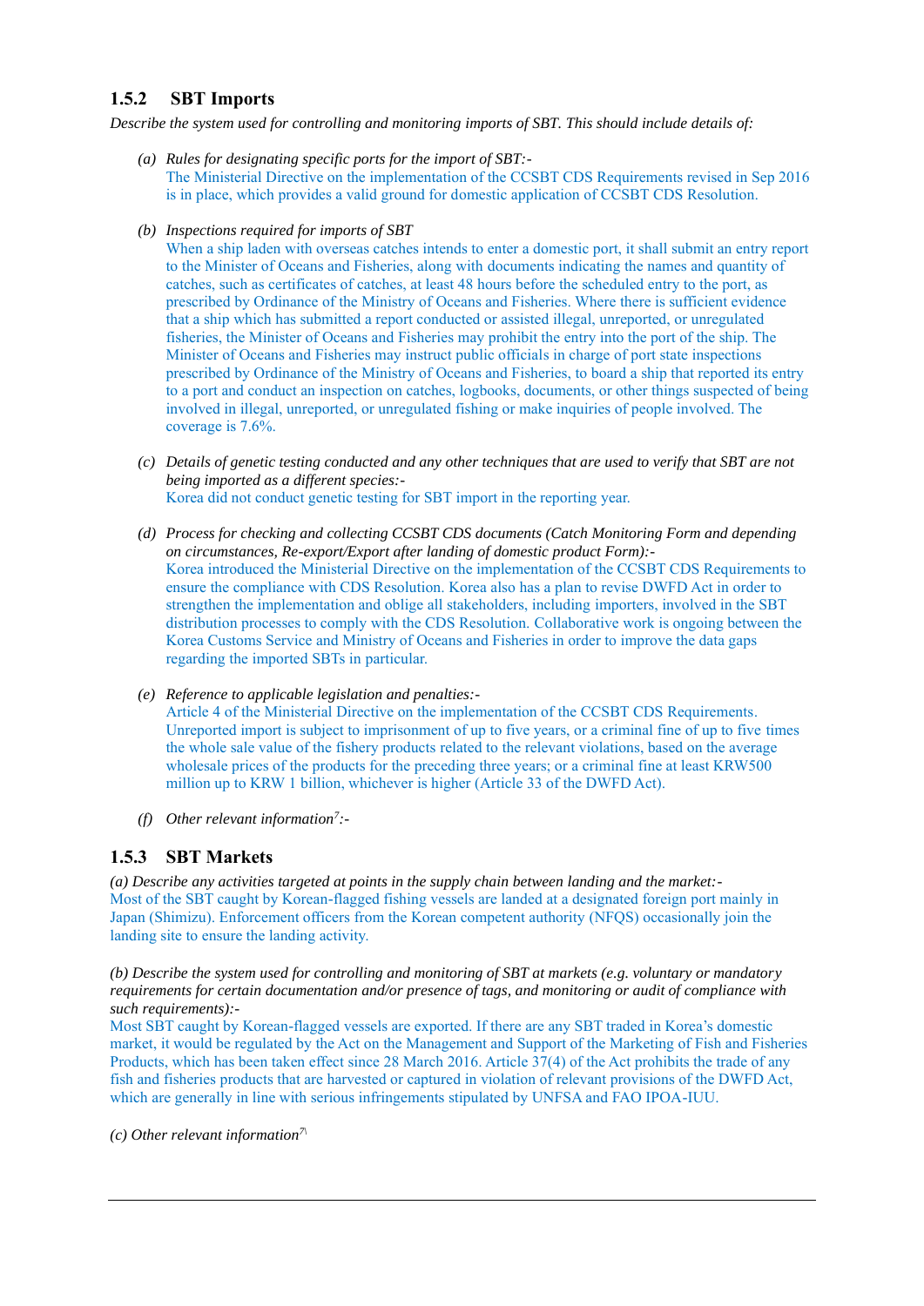### 1.5.2 SBT Imports

*Describe the system used for controlling and monitoring imports of SBT. This should include details of:*

(a) *Rules for designating specific ports for the import of SBT:-*
The Ministerial Directive on the implementation of the CCSBT CDS Requirements revised in Sep 2016 is in place, which provides a valid ground for domestic application of CCSBT CDS Resolution.

(b) *Inspections required for imports of SBT*
When a ship laden with overseas catches intends to enter a domestic port, it shall submit an entry report to the Minister of Oceans and Fisheries, along with documents indicating the names and quantity of catches, such as certificates of catches, at least 48 hours before the scheduled entry to the port, as prescribed by Ordinance of the Ministry of Oceans and Fisheries. Where there is sufficient evidence that a ship which has submitted a report conducted or assisted illegal, unreported, or unregulated fisheries, the Minister of Oceans and Fisheries may prohibit the entry into the port of the ship. The Minister of Oceans and Fisheries may instruct public officials in charge of port state inspections prescribed by Ordinance of the Ministry of Oceans and Fisheries, to board a ship that reported its entry to a port and conduct an inspection on catches, logbooks, documents, or other things suspected of being involved in illegal, unreported, or unregulated fishing or make inquiries of people involved. The coverage is 7.6%.

(c) *Details of genetic testing conducted and any other techniques that are used to verify that SBT are not being imported as a different species:-*
Korea did not conduct genetic testing for SBT import in the reporting year.

(d) *Process for checking and collecting CCSBT CDS documents (Catch Monitoring Form and depending on circumstances, Re-export/Export after landing of domestic product Form):-*
Korea introduced the Ministerial Directive on the implementation of the CCSBT CDS Requirements to ensure the compliance with CDS Resolution. Korea also has a plan to revise DWFD Act in order to strengthen the implementation and oblige all stakeholders, including importers, involved in the SBT distribution processes to comply with the CDS Resolution. Collaborative work is ongoing between the Korea Customs Service and Ministry of Oceans and Fisheries in order to improve the data gaps regarding the imported SBTs in particular.

(e) *Reference to applicable legislation and penalties:-*
Article 4 of the Ministerial Directive on the implementation of the CCSBT CDS Requirements. Unreported import is subject to imprisonment of up to five years, or a criminal fine of up to five times the whole sale value of the fishery products related to the relevant violations, based on the average wholesale prices of the products for the preceding three years; or a criminal fine at least KRW500 million up to KRW 1 billion, whichever is higher (Article 33 of the DWFD Act).

(f) *Other relevant information[7]:-*

### 1.5.3 SBT Markets

*(a) Describe any activities targeted at points in the supply chain between landing and the market:-*
Most of the SBT caught by Korean-flagged fishing vessels are landed at a designated foreign port mainly in Japan (Shimizu). Enforcement officers from the Korean competent authority (NFQS) occasionally join the landing site to ensure the landing activity.

*(b) Describe the system used for controlling and monitoring of SBT at markets (e.g. voluntary or mandatory requirements for certain documentation and/or presence of tags, and monitoring or audit of compliance with such requirements):-*
Most SBT caught by Korean-flagged vessels are exported. If there are any SBT traded in Korea's domestic market, it would be regulated by the Act on the Management and Support of the Marketing of Fish and Fisheries Products, which has been taken effect since 28 March 2016. Article 37(4) of the Act prohibits the trade of any fish and fisheries products that are harvested or captured in violation of relevant provisions of the DWFD Act, which are generally in line with serious infringements stipulated by UNFSA and FAO IPOA-IUU.

*(c) Other relevant information[7]*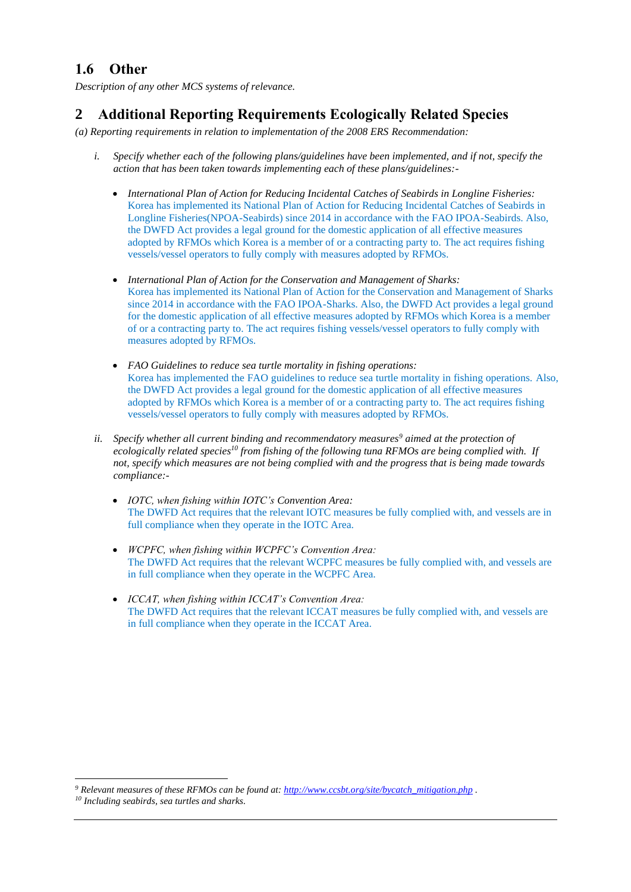## 1.6 Other

*Description of any other MCS systems of relevance.*

# 2 Additional Reporting Requirements Ecologically Related Species

*(a) Reporting requirements in relation to implementation of the 2008 ERS Recommendation:*

i. *Specify whether each of the following plans/guidelines have been implemented, and if not, specify the action that has been taken towards implementing each of these plans/guidelines:-*

   - *International Plan of Action for Reducing Incidental Catches of Seabirds in Longline Fisheries:* Korea has implemented its National Plan of Action for Reducing Incidental Catches of Seabirds in Longline Fisheries(NPOA-Seabirds) since 2014 in accordance with the FAO IPOA-Seabirds. Also, the DWFD Act provides a legal ground for the domestic application of all effective measures adopted by RFMOs which Korea is a member of or a contracting party to. The act requires fishing vessels/vessel operators to fully comply with measures adopted by RFMOs.

   - *International Plan of Action for the Conservation and Management of Sharks:* Korea has implemented its National Plan of Action for the Conservation and Management of Sharks since 2014 in accordance with the FAO IPOA-Sharks. Also, the DWFD Act provides a legal ground for the domestic application of all effective measures adopted by RFMOs which Korea is a member of or a contracting party to. The act requires fishing vessels/vessel operators to fully comply with measures adopted by RFMOs.

   - *FAO Guidelines to reduce sea turtle mortality in fishing operations:* Korea has implemented the FAO guidelines to reduce sea turtle mortality in fishing operations. Also, the DWFD Act provides a legal ground for the domestic application of all effective measures adopted by RFMOs which Korea is a member of or a contracting party to. The act requires fishing vessels/vessel operators to fully comply with measures adopted by RFMOs.

ii. *Specify whether all current binding and recommendatory measures[9] aimed at the protection of ecologically related species[10] from fishing of the following tuna RFMOs are being complied with. If not, specify which measures are not being complied with and the progress that is being made towards compliance:-*

   - *IOTC, when fishing within IOTC's Convention Area:* The DWFD Act requires that the relevant IOTC measures be fully complied with, and vessels are in full compliance when they operate in the IOTC Area.

   - *WCPFC, when fishing within WCPFC's Convention Area:* The DWFD Act requires that the relevant WCPFC measures be fully complied with, and vessels are in full compliance when they operate in the WCPFC Area.

   - *ICCAT, when fishing within ICCAT's Convention Area:* The DWFD Act requires that the relevant ICCAT measures be fully complied with, and vessels are in full compliance when they operate in the ICCAT Area.

---

*[9] Relevant measures of these RFMOs can be found at: http://www.ccsbt.org/site/bycatch_mitigation.php .*

*[10] Including seabirds, sea turtles and sharks.*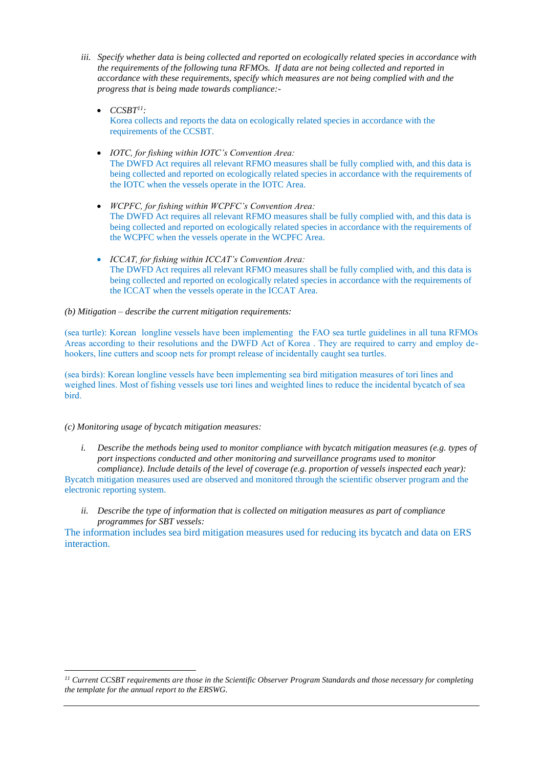iii. *Specify whether data is being collected and reported on ecologically related species in accordance with the requirements of the following tuna RFMOs. If data are not being collected and reported in accordance with these requirements, specify which measures are not being complied with and the progress that is being made towards compliance:-*

- *CCSBT*[11]*:*
  Korea collects and reports the data on ecologically related species in accordance with the requirements of the CCSBT.

- *IOTC, for fishing within IOTC's Convention Area:*
  The DWFD Act requires all relevant RFMO measures shall be fully complied with, and this data is being collected and reported on ecologically related species in accordance with the requirements of the IOTC when the vessels operate in the IOTC Area.

- *WCPFC, for fishing within WCPFC's Convention Area:*
  The DWFD Act requires all relevant RFMO measures shall be fully complied with, and this data is being collected and reported on ecologically related species in accordance with the requirements of the WCPFC when the vessels operate in the WCPFC Area.

- *ICCAT, for fishing within ICCAT's Convention Area:*
  The DWFD Act requires all relevant RFMO measures shall be fully complied with, and this data is being collected and reported on ecologically related species in accordance with the requirements of the ICCAT when the vessels operate in the ICCAT Area.

*(b) Mitigation – describe the current mitigation requirements:*

(sea turtle): Korean longline vessels have been implementing the FAO sea turtle guidelines in all tuna RFMOs Areas according to their resolutions and the DWFD Act of Korea . They are required to carry and employ de-hookers, line cutters and scoop nets for prompt release of incidentally caught sea turtles.

(sea birds): Korean longline vessels have been implementing sea bird mitigation measures of tori lines and weighed lines. Most of fishing vessels use tori lines and weighted lines to reduce the incidental bycatch of sea bird.

*(c) Monitoring usage of bycatch mitigation measures:*

i. *Describe the methods being used to monitor compliance with bycatch mitigation measures (e.g. types of port inspections conducted and other monitoring and surveillance programs used to monitor compliance). Include details of the level of coverage (e.g. proportion of vessels inspected each year):*

Bycatch mitigation measures used are observed and monitored through the scientific observer program and the electronic reporting system.

ii. *Describe the type of information that is collected on mitigation measures as part of compliance programmes for SBT vessels:*

The information includes sea bird mitigation measures used for reducing its bycatch and data on ERS interaction.

---

[11] *Current CCSBT requirements are those in the Scientific Observer Program Standards and those necessary for completing the template for the annual report to the ERSWG.*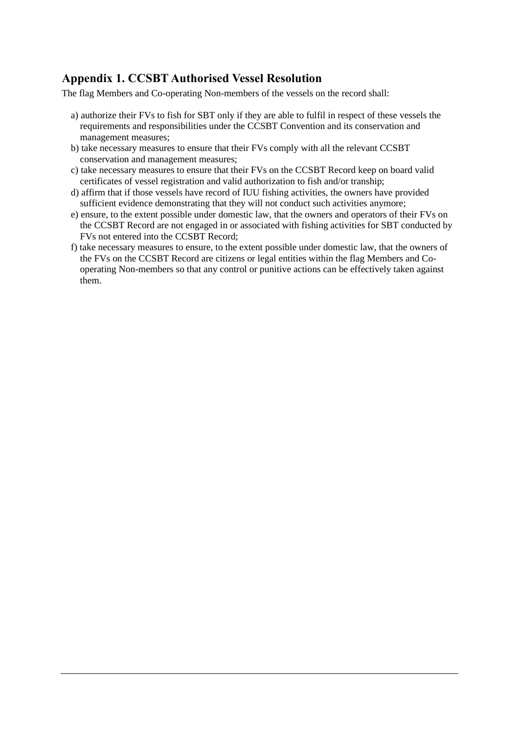## Appendix 1. CCSBT Authorised Vessel Resolution

The flag Members and Co-operating Non-members of the vessels on the record shall:

a) authorize their FVs to fish for SBT only if they are able to fulfil in respect of these vessels the requirements and responsibilities under the CCSBT Convention and its conservation and management measures;

b) take necessary measures to ensure that their FVs comply with all the relevant CCSBT conservation and management measures;

c) take necessary measures to ensure that their FVs on the CCSBT Record keep on board valid certificates of vessel registration and valid authorization to fish and/or tranship;

d) affirm that if those vessels have record of IUU fishing activities, the owners have provided sufficient evidence demonstrating that they will not conduct such activities anymore;

e) ensure, to the extent possible under domestic law, that the owners and operators of their FVs on the CCSBT Record are not engaged in or associated with fishing activities for SBT conducted by FVs not entered into the CCSBT Record;

f) take necessary measures to ensure, to the extent possible under domestic law, that the owners of the FVs on the CCSBT Record are citizens or legal entities within the flag Members and Co-operating Non-members so that any control or punitive actions can be effectively taken against them.